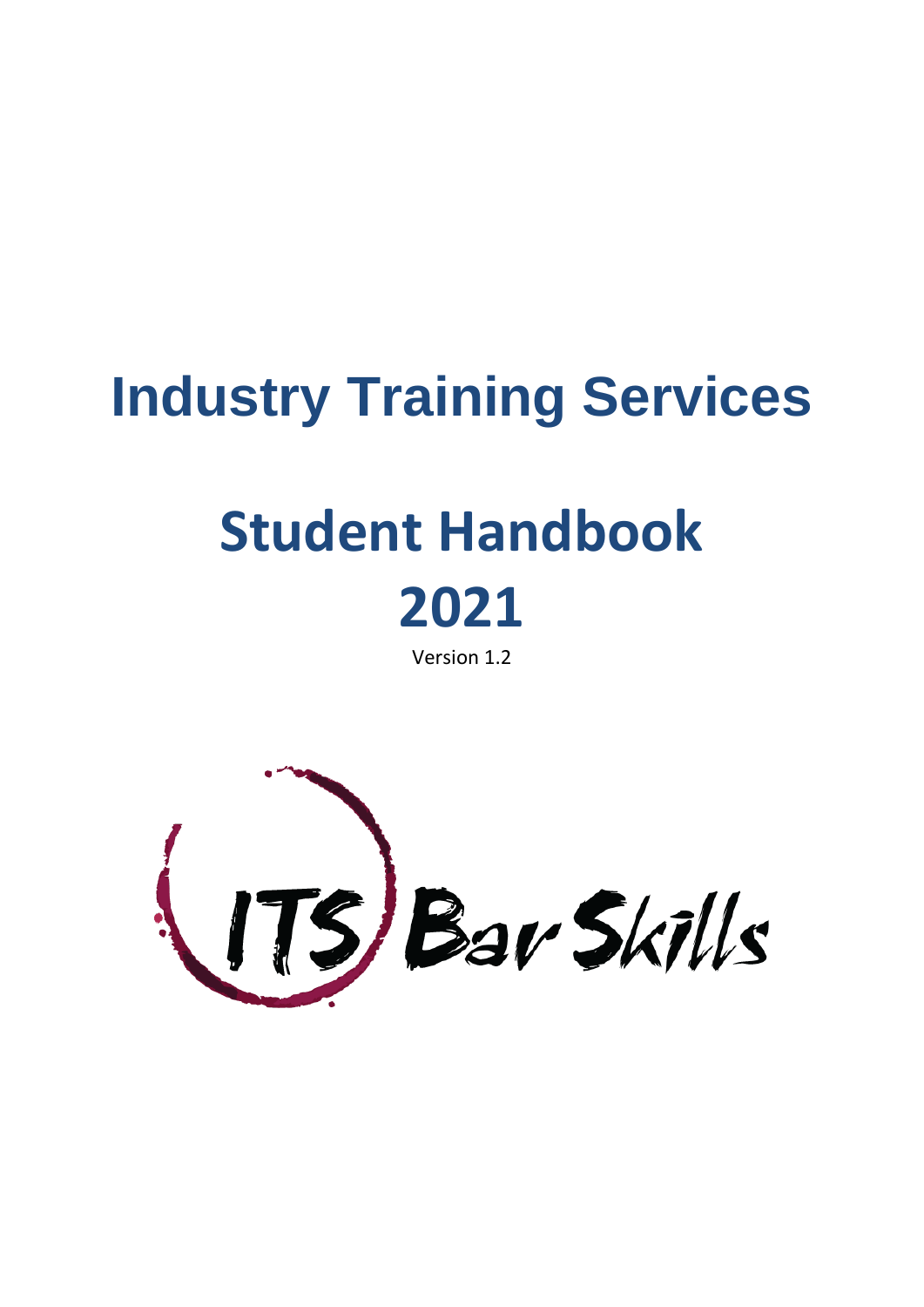# Industry Training Services

# Student Handbook 2021

Version 1.2

ITS Bar Skills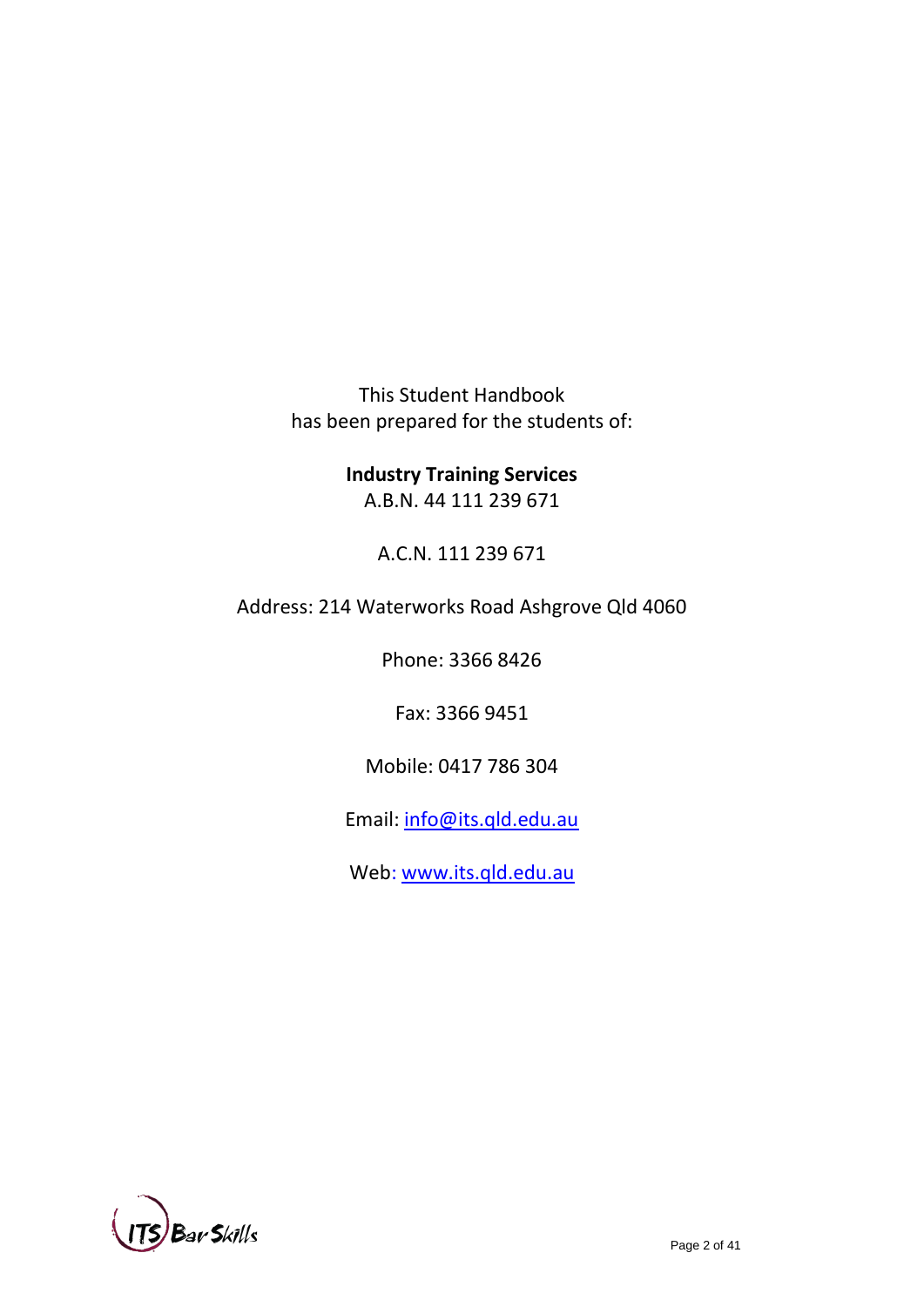This Student Handbook
has been prepared for the students of:

**Industry Training Services**
A.B.N. 44 111 239 671

A.C.N. 111 239 671

Address: 214 Waterworks Road Ashgrove Qld 4060

Phone: 3366 8426

Fax: 3366 9451

Mobile: 0417 786 304

Email: info@its.qld.edu.au

Web: www.its.qld.edu.au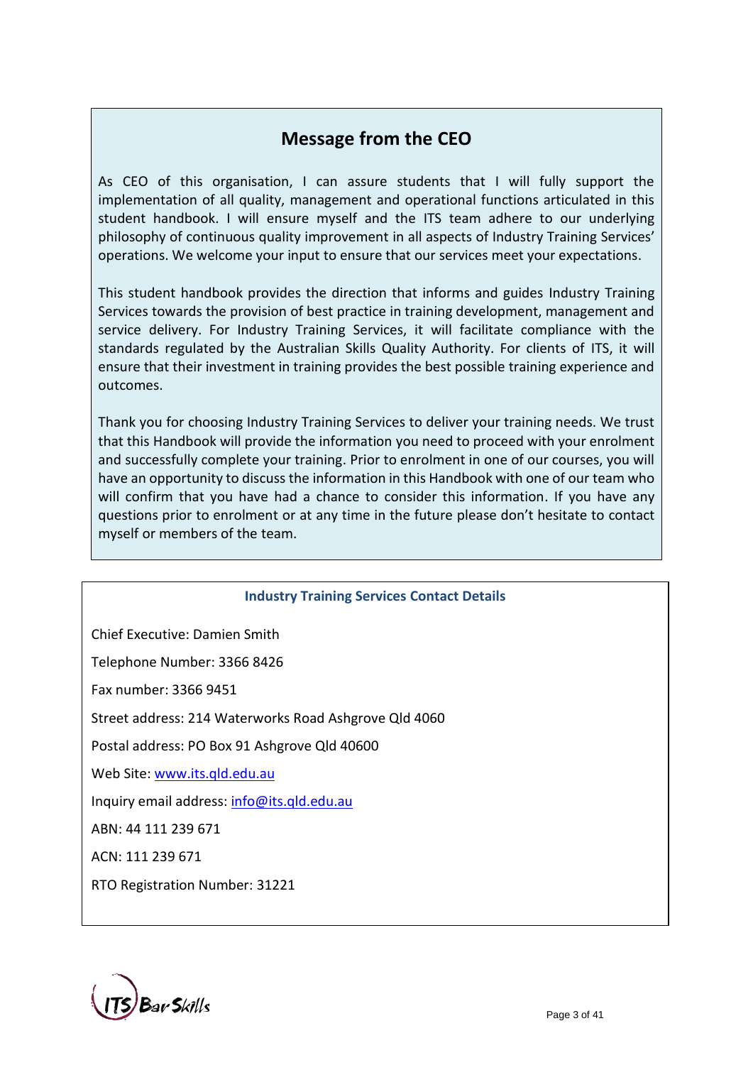## Message from the CEO

As CEO of this organisation, I can assure students that I will fully support the implementation of all quality, management and operational functions articulated in this student handbook. I will ensure myself and the ITS team adhere to our underlying philosophy of continuous quality improvement in all aspects of Industry Training Services' operations. We welcome your input to ensure that our services meet your expectations.

This student handbook provides the direction that informs and guides Industry Training Services towards the provision of best practice in training development, management and service delivery. For Industry Training Services, it will facilitate compliance with the standards regulated by the Australian Skills Quality Authority. For clients of ITS, it will ensure that their investment in training provides the best possible training experience and outcomes.

Thank you for choosing Industry Training Services to deliver your training needs. We trust that this Handbook will provide the information you need to proceed with your enrolment and successfully complete your training. Prior to enrolment in one of our courses, you will have an opportunity to discuss the information in this Handbook with one of our team who will confirm that you have had a chance to consider this information. If you have any questions prior to enrolment or at any time in the future please don't hesitate to contact myself or members of the team.

### Industry Training Services Contact Details

Chief Executive: Damien Smith

Telephone Number: 3366 8426

Fax number: 3366 9451

Street address: 214 Waterworks Road Ashgrove Qld 4060

Postal address: PO Box 91 Ashgrove Qld 40600

Web Site: www.its.qld.edu.au

Inquiry email address: info@its.qld.edu.au

ABN: 44 111 239 671

ACN: 111 239 671

RTO Registration Number: 31221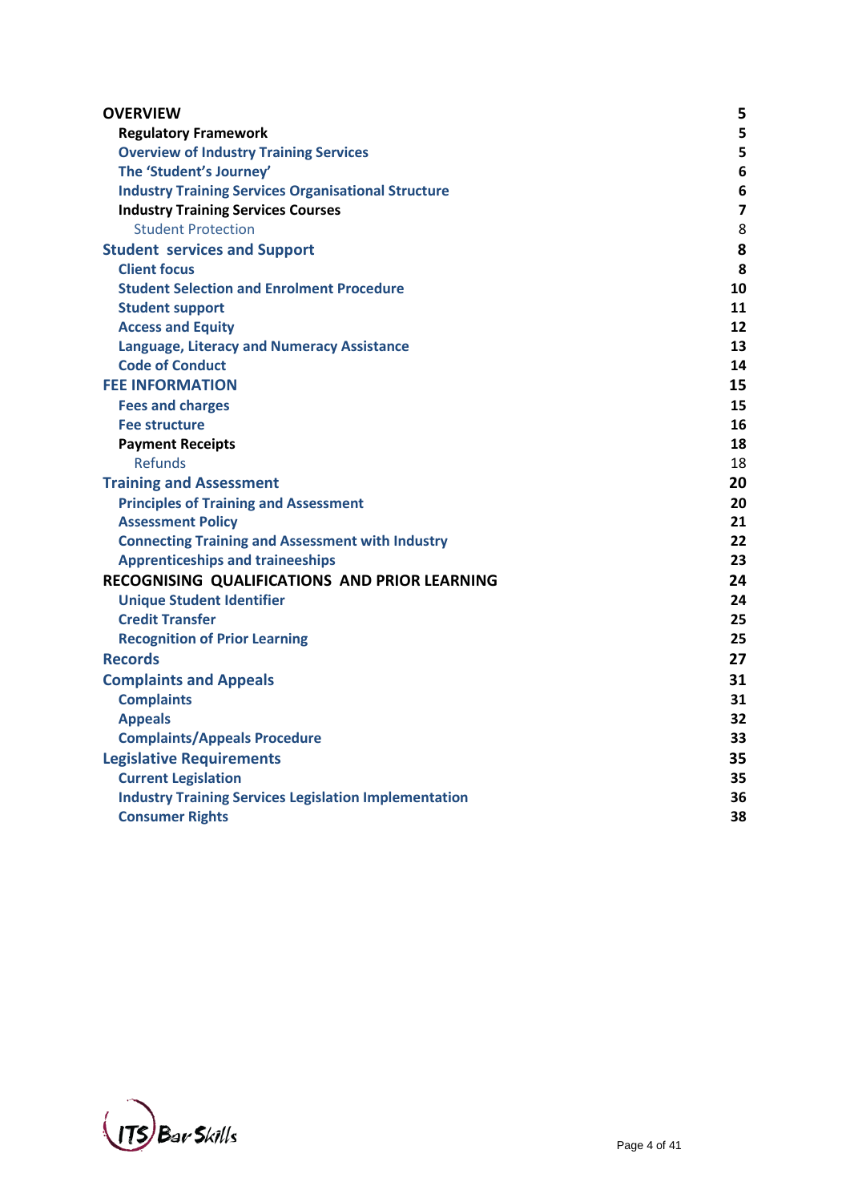| | |
|---|---|
| **OVERVIEW** | **5** |
| **Regulatory Framework** | **5** |
| **Overview of Industry Training Services** | **5** |
| **The 'Student's Journey'** | **6** |
| **Industry Training Services Organisational Structure** | **6** |
| **Industry Training Services Courses** | **7** |
| Student Protection | 8 |
| **Student services and Support** | **8** |
| **Client focus** | **8** |
| **Student Selection and Enrolment Procedure** | **10** |
| **Student support** | **11** |
| **Access and Equity** | **12** |
| **Language, Literacy and Numeracy Assistance** | **13** |
| **Code of Conduct** | **14** |
| **FEE INFORMATION** | **15** |
| **Fees and charges** | **15** |
| **Fee structure** | **16** |
| **Payment Receipts** | **18** |
| Refunds | 18 |
| **Training and Assessment** | **20** |
| **Principles of Training and Assessment** | **20** |
| **Assessment Policy** | **21** |
| **Connecting Training and Assessment with Industry** | **22** |
| **Apprenticeships and traineeships** | **23** |
| **RECOGNISING QUALIFICATIONS AND PRIOR LEARNING** | **24** |
| **Unique Student Identifier** | **24** |
| **Credit Transfer** | **25** |
| **Recognition of Prior Learning** | **25** |
| **Records** | **27** |
| **Complaints and Appeals** | **31** |
| **Complaints** | **31** |
| **Appeals** | **32** |
| **Complaints/Appeals Procedure** | **33** |
| **Legislative Requirements** | **35** |
| **Current Legislation** | **35** |
| **Industry Training Services Legislation Implementation** | **36** |
| **Consumer Rights** | **38** |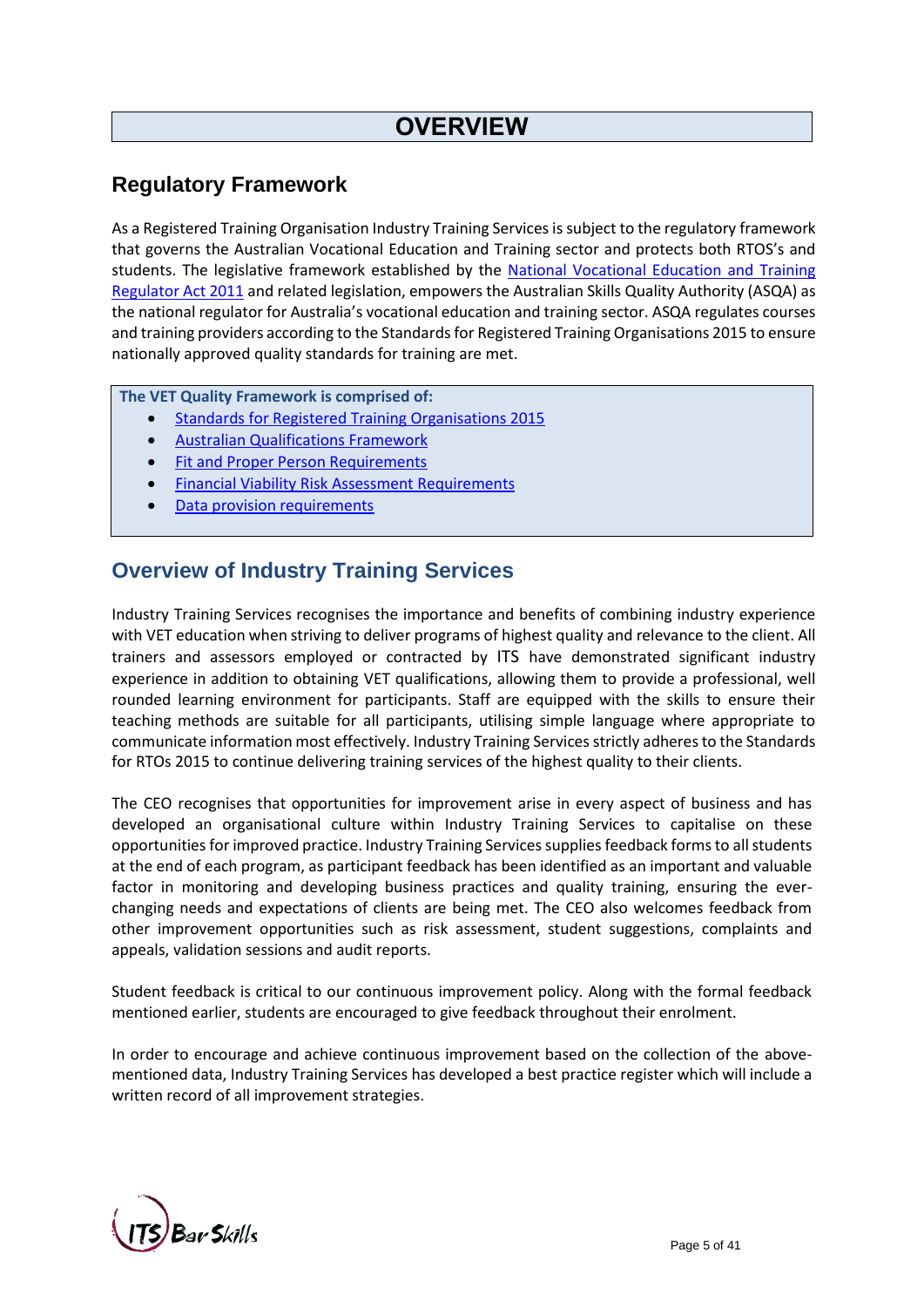# OVERVIEW

## Regulatory Framework

As a Registered Training Organisation Industry Training Services is subject to the regulatory framework that governs the Australian Vocational Education and Training sector and protects both RTOS's and students. The legislative framework established by the National Vocational Education and Training Regulator Act 2011 and related legislation, empowers the Australian Skills Quality Authority (ASQA) as the national regulator for Australia's vocational education and training sector. ASQA regulates courses and training providers according to the Standards for Registered Training Organisations 2015 to ensure nationally approved quality standards for training are met.

**The VET Quality Framework is comprised of:**

- Standards for Registered Training Organisations 2015
- Australian Qualifications Framework
- Fit and Proper Person Requirements
- Financial Viability Risk Assessment Requirements
- Data provision requirements

## Overview of Industry Training Services

Industry Training Services recognises the importance and benefits of combining industry experience with VET education when striving to deliver programs of highest quality and relevance to the client. All trainers and assessors employed or contracted by ITS have demonstrated significant industry experience in addition to obtaining VET qualifications, allowing them to provide a professional, well rounded learning environment for participants. Staff are equipped with the skills to ensure their teaching methods are suitable for all participants, utilising simple language where appropriate to communicate information most effectively. Industry Training Services strictly adheres to the Standards for RTOs 2015 to continue delivering training services of the highest quality to their clients.

The CEO recognises that opportunities for improvement arise in every aspect of business and has developed an organisational culture within Industry Training Services to capitalise on these opportunities for improved practice. Industry Training Services supplies feedback forms to all students at the end of each program, as participant feedback has been identified as an important and valuable factor in monitoring and developing business practices and quality training, ensuring the ever-changing needs and expectations of clients are being met. The CEO also welcomes feedback from other improvement opportunities such as risk assessment, student suggestions, complaints and appeals, validation sessions and audit reports.

Student feedback is critical to our continuous improvement policy. Along with the formal feedback mentioned earlier, students are encouraged to give feedback throughout their enrolment.

In order to encourage and achieve continuous improvement based on the collection of the above-mentioned data, Industry Training Services has developed a best practice register which will include a written record of all improvement strategies.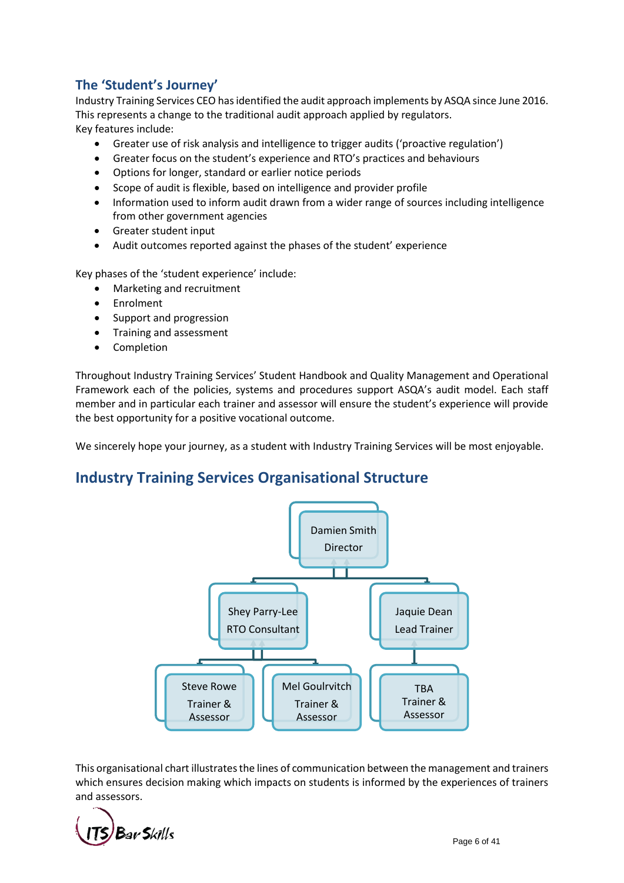## The 'Student's Journey'

Industry Training Services CEO has identified the audit approach implements by ASQA since June 2016. This represents a change to the traditional audit approach applied by regulators.
Key features include:

- Greater use of risk analysis and intelligence to trigger audits ('proactive regulation')
- Greater focus on the student's experience and RTO's practices and behaviours
- Options for longer, standard or earlier notice periods
- Scope of audit is flexible, based on intelligence and provider profile
- Information used to inform audit drawn from a wider range of sources including intelligence from other government agencies
- Greater student input
- Audit outcomes reported against the phases of the student' experience

Key phases of the 'student experience' include:

- Marketing and recruitment
- Enrolment
- Support and progression
- Training and assessment
- Completion

Throughout Industry Training Services' Student Handbook and Quality Management and Operational Framework each of the policies, systems and procedures support ASQA's audit model. Each staff member and in particular each trainer and assessor will ensure the student's experience will provide the best opportunity for a positive vocational outcome.

We sincerely hope your journey, as a student with Industry Training Services will be most enjoyable.

## Industry Training Services Organisational Structure

- Damien Smith – Director
  - Shey Parry-Lee – RTO Consultant
    - Steve Rowe – Trainer & Assessor
    - Mel Goulrvitch – Trainer & Assessor
  - Jaquie Dean – Lead Trainer
    - TBA – Trainer & Assessor

This organisational chart illustrates the lines of communication between the management and trainers which ensures decision making which impacts on students is informed by the experiences of trainers and assessors.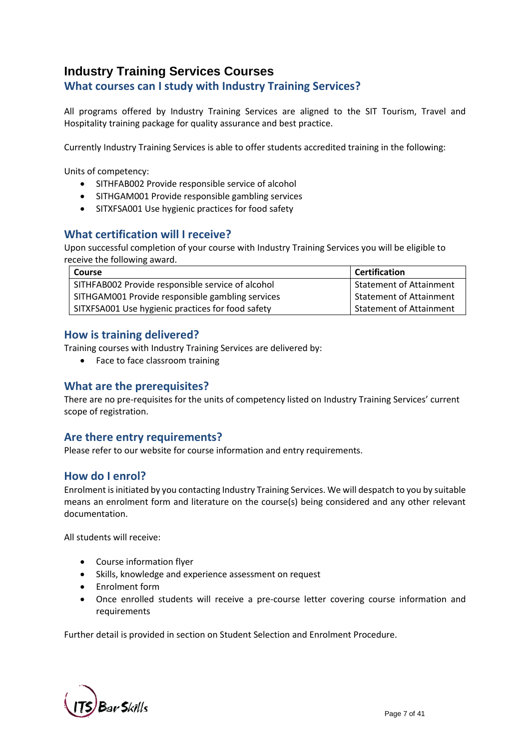# Industry Training Services Courses

## What courses can I study with Industry Training Services?

All programs offered by Industry Training Services are aligned to the SIT Tourism, Travel and Hospitality training package for quality assurance and best practice.

Currently Industry Training Services is able to offer students accredited training in the following:

Units of competency:

- SITHFAB002 Provide responsible service of alcohol
- SITHGAM001 Provide responsible gambling services
- SITXFSA001 Use hygienic practices for food safety

## What certification will I receive?

Upon successful completion of your course with Industry Training Services you will be eligible to receive the following award.

| Course | Certification |
|---|---|
| SITHFAB002 Provide responsible service of alcohol | Statement of Attainment |
| SITHGAM001 Provide responsible gambling services | Statement of Attainment |
| SITXFSA001 Use hygienic practices for food safety | Statement of Attainment |

## How is training delivered?

Training courses with Industry Training Services are delivered by:

- Face to face classroom training

## What are the prerequisites?

There are no pre-requisites for the units of competency listed on Industry Training Services' current scope of registration.

## Are there entry requirements?

Please refer to our website for course information and entry requirements.

## How do I enrol?

Enrolment is initiated by you contacting Industry Training Services. We will despatch to you by suitable means an enrolment form and literature on the course(s) being considered and any other relevant documentation.

All students will receive:

- Course information flyer
- Skills, knowledge and experience assessment on request
- Enrolment form
- Once enrolled students will receive a pre-course letter covering course information and requirements

Further detail is provided in section on Student Selection and Enrolment Procedure.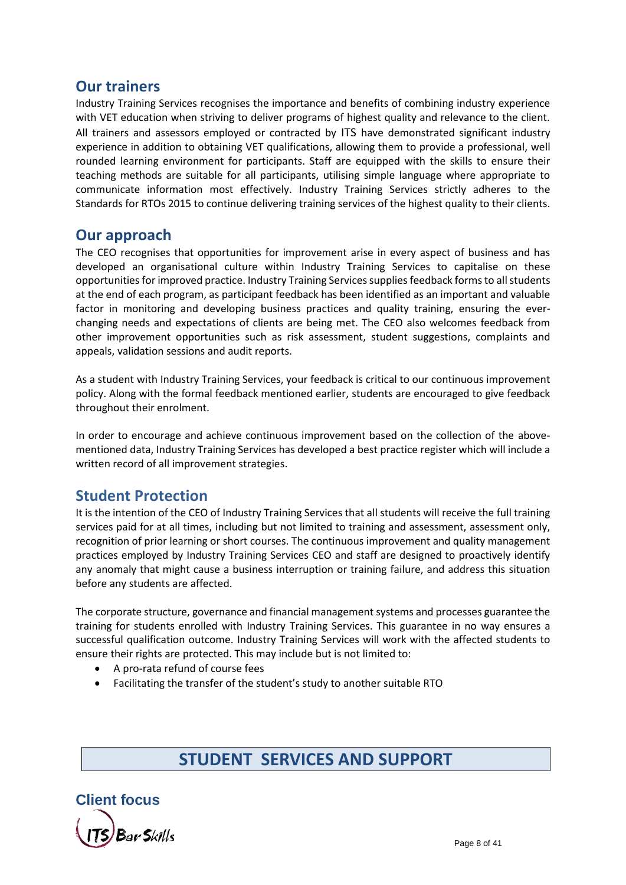## Our trainers

Industry Training Services recognises the importance and benefits of combining industry experience with VET education when striving to deliver programs of highest quality and relevance to the client. All trainers and assessors employed or contracted by ITS have demonstrated significant industry experience in addition to obtaining VET qualifications, allowing them to provide a professional, well rounded learning environment for participants. Staff are equipped with the skills to ensure their teaching methods are suitable for all participants, utilising simple language where appropriate to communicate information most effectively. Industry Training Services strictly adheres to the Standards for RTOs 2015 to continue delivering training services of the highest quality to their clients.

## Our approach

The CEO recognises that opportunities for improvement arise in every aspect of business and has developed an organisational culture within Industry Training Services to capitalise on these opportunities for improved practice. Industry Training Services supplies feedback forms to all students at the end of each program, as participant feedback has been identified as an important and valuable factor in monitoring and developing business practices and quality training, ensuring the ever-changing needs and expectations of clients are being met. The CEO also welcomes feedback from other improvement opportunities such as risk assessment, student suggestions, complaints and appeals, validation sessions and audit reports.

As a student with Industry Training Services, your feedback is critical to our continuous improvement policy. Along with the formal feedback mentioned earlier, students are encouraged to give feedback throughout their enrolment.

In order to encourage and achieve continuous improvement based on the collection of the above-mentioned data, Industry Training Services has developed a best practice register which will include a written record of all improvement strategies.

## Student Protection

It is the intention of the CEO of Industry Training Services that all students will receive the full training services paid for at all times, including but not limited to training and assessment, assessment only, recognition of prior learning or short courses. The continuous improvement and quality management practices employed by Industry Training Services CEO and staff are designed to proactively identify any anomaly that might cause a business interruption or training failure, and address this situation before any students are affected.

The corporate structure, governance and financial management systems and processes guarantee the training for students enrolled with Industry Training Services. This guarantee in no way ensures a successful qualification outcome. Industry Training Services will work with the affected students to ensure their rights are protected. This may include but is not limited to:

- A pro-rata refund of course fees
- Facilitating the transfer of the student's study to another suitable RTO

# STUDENT SERVICES AND SUPPORT

## Client focus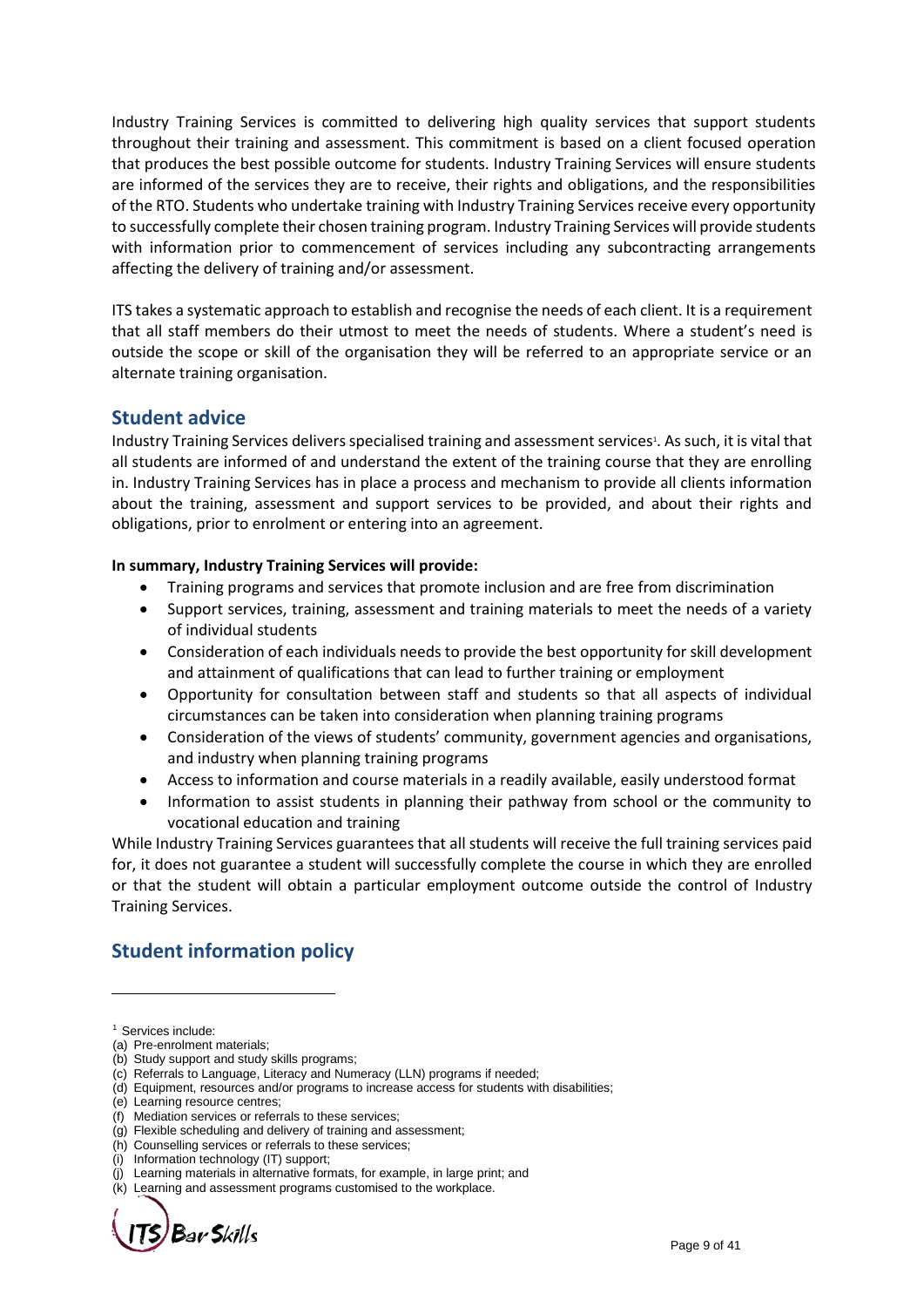Industry Training Services is committed to delivering high quality services that support students throughout their training and assessment. This commitment is based on a client focused operation that produces the best possible outcome for students. Industry Training Services will ensure students are informed of the services they are to receive, their rights and obligations, and the responsibilities of the RTO. Students who undertake training with Industry Training Services receive every opportunity to successfully complete their chosen training program. Industry Training Services will provide students with information prior to commencement of services including any subcontracting arrangements affecting the delivery of training and/or assessment.

ITS takes a systematic approach to establish and recognise the needs of each client. It is a requirement that all staff members do their utmost to meet the needs of students. Where a student's need is outside the scope or skill of the organisation they will be referred to an appropriate service or an alternate training organisation.

## Student advice

Industry Training Services delivers specialised training and assessment services[1]. As such, it is vital that all students are informed of and understand the extent of the training course that they are enrolling in. Industry Training Services has in place a process and mechanism to provide all clients information about the training, assessment and support services to be provided, and about their rights and obligations, prior to enrolment or entering into an agreement.

**In summary, Industry Training Services will provide:**

- Training programs and services that promote inclusion and are free from discrimination
- Support services, training, assessment and training materials to meet the needs of a variety of individual students
- Consideration of each individuals needs to provide the best opportunity for skill development and attainment of qualifications that can lead to further training or employment
- Opportunity for consultation between staff and students so that all aspects of individual circumstances can be taken into consideration when planning training programs
- Consideration of the views of students' community, government agencies and organisations, and industry when planning training programs
- Access to information and course materials in a readily available, easily understood format
- Information to assist students in planning their pathway from school or the community to vocational education and training

While Industry Training Services guarantees that all students will receive the full training services paid for, it does not guarantee a student will successfully complete the course in which they are enrolled or that the student will obtain a particular employment outcome outside the control of Industry Training Services.

## Student information policy

---

[1] Services include:
(a) Pre-enrolment materials;
(b) Study support and study skills programs;
(c) Referrals to Language, Literacy and Numeracy (LLN) programs if needed;
(d) Equipment, resources and/or programs to increase access for students with disabilities;
(e) Learning resource centres;
(f) Mediation services or referrals to these services;
(g) Flexible scheduling and delivery of training and assessment;
(h) Counselling services or referrals to these services;
(i) Information technology (IT) support;
(j) Learning materials in alternative formats, for example, in large print; and
(k) Learning and assessment programs customised to the workplace.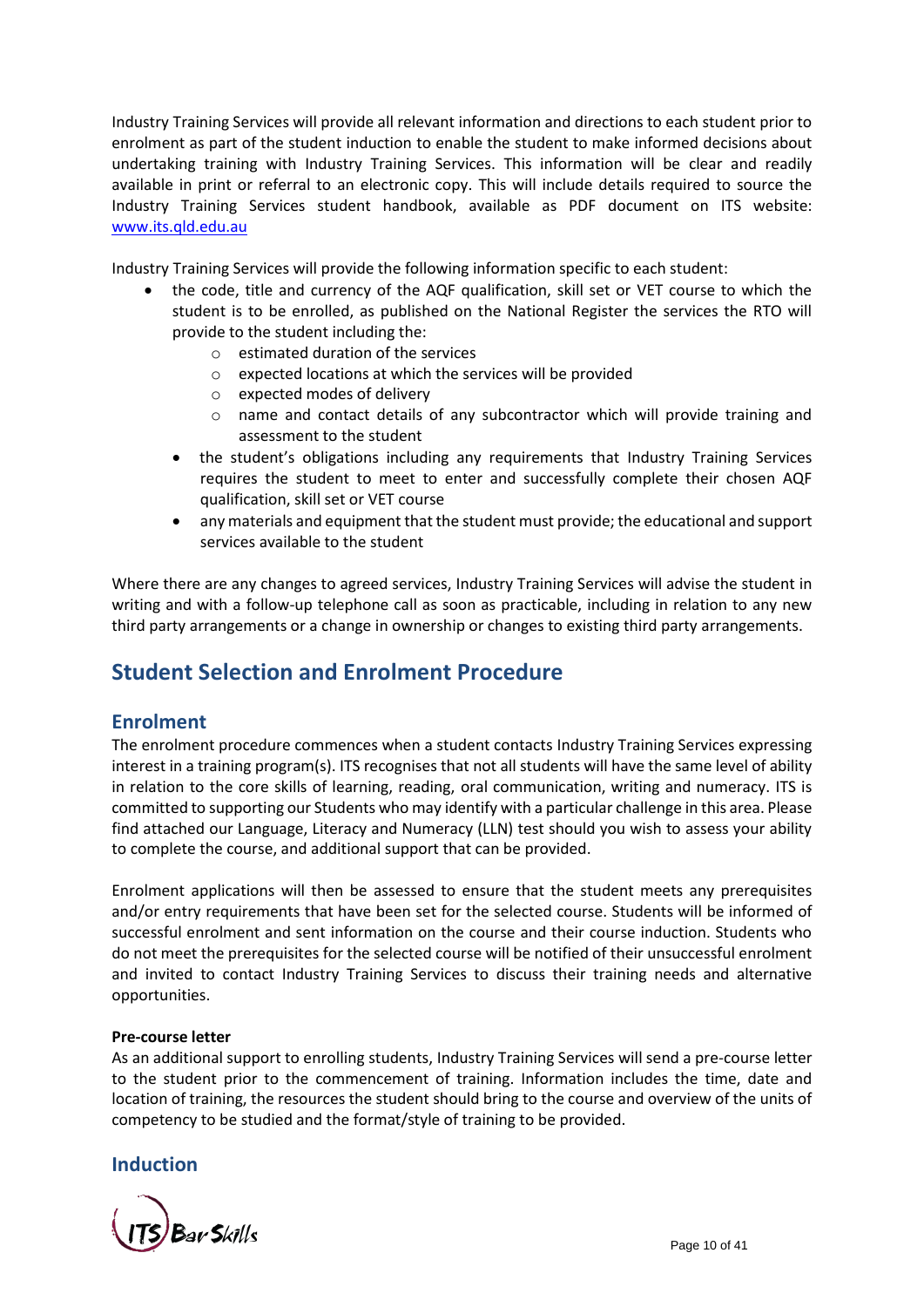Industry Training Services will provide all relevant information and directions to each student prior to enrolment as part of the student induction to enable the student to make informed decisions about undertaking training with Industry Training Services. This information will be clear and readily available in print or referral to an electronic copy. This will include details required to source the Industry Training Services student handbook, available as PDF document on ITS website: [www.its.qld.edu.au](http://www.its.qld.edu.au)

Industry Training Services will provide the following information specific to each student:

- the code, title and currency of the AQF qualification, skill set or VET course to which the student is to be enrolled, as published on the National Register the services the RTO will provide to the student including the:
  - estimated duration of the services
  - expected locations at which the services will be provided
  - expected modes of delivery
  - name and contact details of any subcontractor which will provide training and assessment to the student
- the student's obligations including any requirements that Industry Training Services requires the student to meet to enter and successfully complete their chosen AQF qualification, skill set or VET course
- any materials and equipment that the student must provide; the educational and support services available to the student

Where there are any changes to agreed services, Industry Training Services will advise the student in writing and with a follow-up telephone call as soon as practicable, including in relation to any new third party arrangements or a change in ownership or changes to existing third party arrangements.

## Student Selection and Enrolment Procedure

### Enrolment

The enrolment procedure commences when a student contacts Industry Training Services expressing interest in a training program(s). ITS recognises that not all students will have the same level of ability in relation to the core skills of learning, reading, oral communication, writing and numeracy. ITS is committed to supporting our Students who may identify with a particular challenge in this area. Please find attached our Language, Literacy and Numeracy (LLN) test should you wish to assess your ability to complete the course, and additional support that can be provided.

Enrolment applications will then be assessed to ensure that the student meets any prerequisites and/or entry requirements that have been set for the selected course. Students will be informed of successful enrolment and sent information on the course and their course induction. Students who do not meet the prerequisites for the selected course will be notified of their unsuccessful enrolment and invited to contact Industry Training Services to discuss their training needs and alternative opportunities.

**Pre-course letter**

As an additional support to enrolling students, Industry Training Services will send a pre-course letter to the student prior to the commencement of training. Information includes the time, date and location of training, the resources the student should bring to the course and overview of the units of competency to be studied and the format/style of training to be provided.

### Induction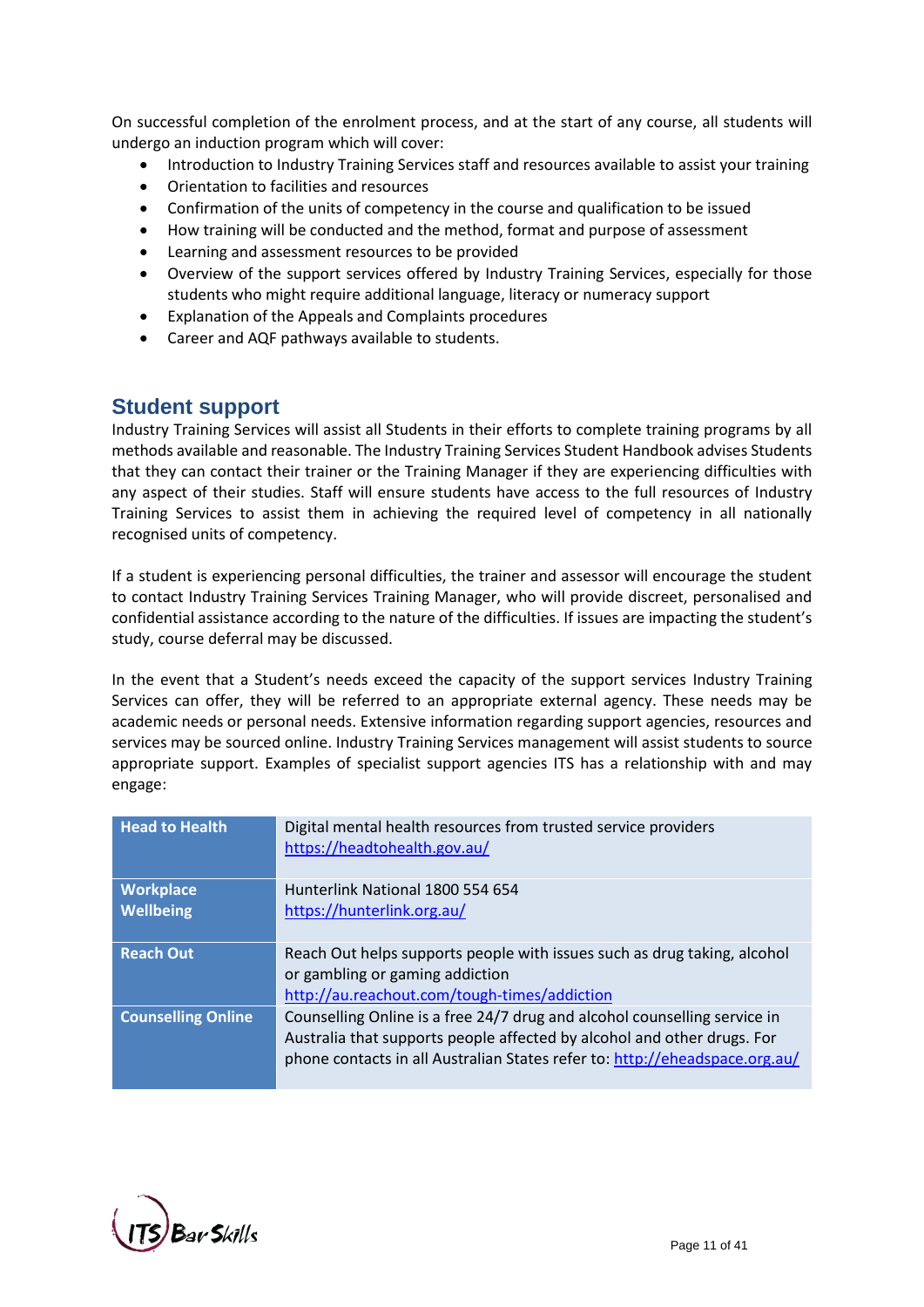On successful completion of the enrolment process, and at the start of any course, all students will undergo an induction program which will cover:

- Introduction to Industry Training Services staff and resources available to assist your training
- Orientation to facilities and resources
- Confirmation of the units of competency in the course and qualification to be issued
- How training will be conducted and the method, format and purpose of assessment
- Learning and assessment resources to be provided
- Overview of the support services offered by Industry Training Services, especially for those students who might require additional language, literacy or numeracy support
- Explanation of the Appeals and Complaints procedures
- Career and AQF pathways available to students.

## Student support

Industry Training Services will assist all Students in their efforts to complete training programs by all methods available and reasonable. The Industry Training Services Student Handbook advises Students that they can contact their trainer or the Training Manager if they are experiencing difficulties with any aspect of their studies. Staff will ensure students have access to the full resources of Industry Training Services to assist them in achieving the required level of competency in all nationally recognised units of competency.

If a student is experiencing personal difficulties, the trainer and assessor will encourage the student to contact Industry Training Services Training Manager, who will provide discreet, personalised and confidential assistance according to the nature of the difficulties. If issues are impacting the student's study, course deferral may be discussed.

In the event that a Student's needs exceed the capacity of the support services Industry Training Services can offer, they will be referred to an appropriate external agency. These needs may be academic needs or personal needs. Extensive information regarding support agencies, resources and services may be sourced online. Industry Training Services management will assist students to source appropriate support. Examples of specialist support agencies ITS has a relationship with and may engage:

| | |
|---|---|
| **Head to Health** | Digital mental health resources from trusted service providers https://headtohealth.gov.au/ |
| **Workplace Wellbeing** | Hunterlink National 1800 554 654 https://hunterlink.org.au/ |
| **Reach Out** | Reach Out helps supports people with issues such as drug taking, alcohol or gambling or gaming addiction http://au.reachout.com/tough-times/addiction |
| **Counselling Online** | Counselling Online is a free 24/7 drug and alcohol counselling service in Australia that supports people affected by alcohol and other drugs. For phone contacts in all Australian States refer to: http://eheadspace.org.au/ |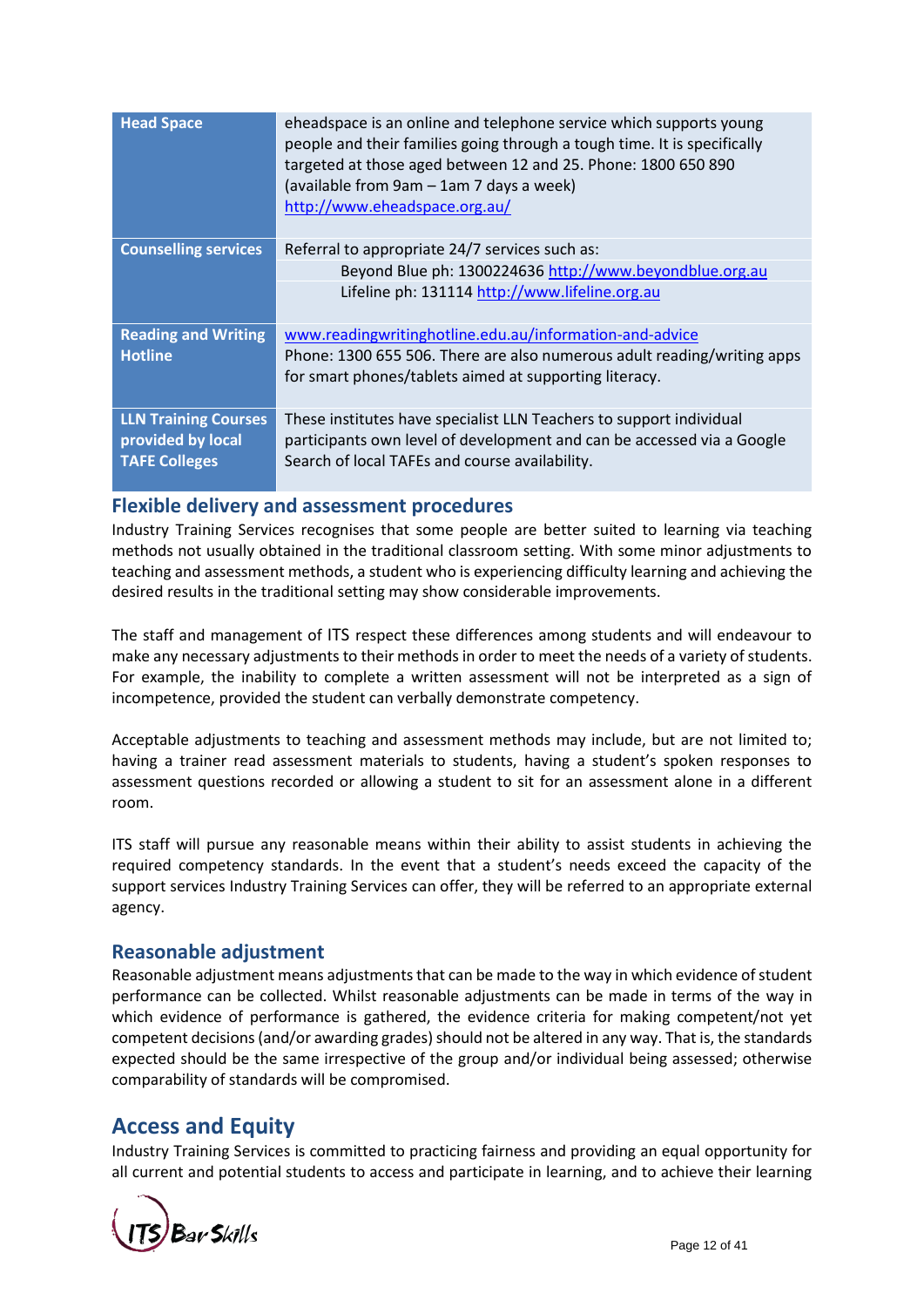| | |
|---|---|
| **Head Space** | eheadspace is an online and telephone service which supports young people and their families going through a tough time. It is specifically targeted at those aged between 12 and 25. Phone: 1800 650 890 (available from 9am – 1am 7 days a week) http://www.eheadspace.org.au/ |
| **Counselling services** | Referral to appropriate 24/7 services such as:<br>Beyond Blue ph: 1300224636 http://www.beyondblue.org.au<br>Lifeline ph: 131114 http://www.lifeline.org.au |
| **Reading and Writing Hotline** | www.readingwritinghotline.edu.au/information-and-advice<br>Phone: 1300 655 506. There are also numerous adult reading/writing apps for smart phones/tablets aimed at supporting literacy. |
| **LLN Training Courses provided by local TAFE Colleges** | These institutes have specialist LLN Teachers to support individual participants own level of development and can be accessed via a Google Search of local TAFEs and course availability. |

### Flexible delivery and assessment procedures

Industry Training Services recognises that some people are better suited to learning via teaching methods not usually obtained in the traditional classroom setting. With some minor adjustments to teaching and assessment methods, a student who is experiencing difficulty learning and achieving the desired results in the traditional setting may show considerable improvements.

The staff and management of ITS respect these differences among students and will endeavour to make any necessary adjustments to their methods in order to meet the needs of a variety of students. For example, the inability to complete a written assessment will not be interpreted as a sign of incompetence, provided the student can verbally demonstrate competency.

Acceptable adjustments to teaching and assessment methods may include, but are not limited to; having a trainer read assessment materials to students, having a student's spoken responses to assessment questions recorded or allowing a student to sit for an assessment alone in a different room.

ITS staff will pursue any reasonable means within their ability to assist students in achieving the required competency standards. In the event that a student's needs exceed the capacity of the support services Industry Training Services can offer, they will be referred to an appropriate external agency.

### Reasonable adjustment

Reasonable adjustment means adjustments that can be made to the way in which evidence of student performance can be collected. Whilst reasonable adjustments can be made in terms of the way in which evidence of performance is gathered, the evidence criteria for making competent/not yet competent decisions (and/or awarding grades) should not be altered in any way. That is, the standards expected should be the same irrespective of the group and/or individual being assessed; otherwise comparability of standards will be compromised.

## Access and Equity

Industry Training Services is committed to practicing fairness and providing an equal opportunity for all current and potential students to access and participate in learning, and to achieve their learning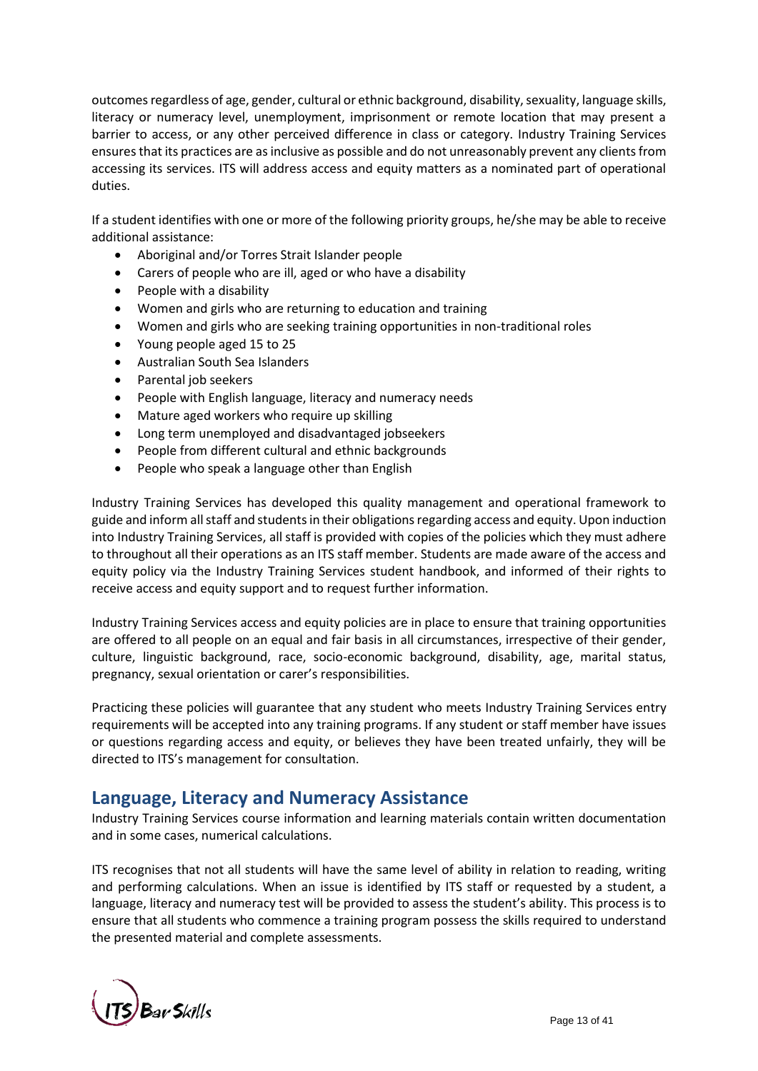outcomes regardless of age, gender, cultural or ethnic background, disability, sexuality, language skills, literacy or numeracy level, unemployment, imprisonment or remote location that may present a barrier to access, or any other perceived difference in class or category. Industry Training Services ensures that its practices are as inclusive as possible and do not unreasonably prevent any clients from accessing its services. ITS will address access and equity matters as a nominated part of operational duties.

If a student identifies with one or more of the following priority groups, he/she may be able to receive additional assistance:

- Aboriginal and/or Torres Strait Islander people
- Carers of people who are ill, aged or who have a disability
- People with a disability
- Women and girls who are returning to education and training
- Women and girls who are seeking training opportunities in non-traditional roles
- Young people aged 15 to 25
- Australian South Sea Islanders
- Parental job seekers
- People with English language, literacy and numeracy needs
- Mature aged workers who require up skilling
- Long term unemployed and disadvantaged jobseekers
- People from different cultural and ethnic backgrounds
- People who speak a language other than English

Industry Training Services has developed this quality management and operational framework to guide and inform all staff and students in their obligations regarding access and equity. Upon induction into Industry Training Services, all staff is provided with copies of the policies which they must adhere to throughout all their operations as an ITS staff member. Students are made aware of the access and equity policy via the Industry Training Services student handbook, and informed of their rights to receive access and equity support and to request further information.

Industry Training Services access and equity policies are in place to ensure that training opportunities are offered to all people on an equal and fair basis in all circumstances, irrespective of their gender, culture, linguistic background, race, socio-economic background, disability, age, marital status, pregnancy, sexual orientation or carer's responsibilities.

Practicing these policies will guarantee that any student who meets Industry Training Services entry requirements will be accepted into any training programs. If any student or staff member have issues or questions regarding access and equity, or believes they have been treated unfairly, they will be directed to ITS's management for consultation.

## Language, Literacy and Numeracy Assistance

Industry Training Services course information and learning materials contain written documentation and in some cases, numerical calculations.

ITS recognises that not all students will have the same level of ability in relation to reading, writing and performing calculations. When an issue is identified by ITS staff or requested by a student, a language, literacy and numeracy test will be provided to assess the student's ability. This process is to ensure that all students who commence a training program possess the skills required to understand the presented material and complete assessments.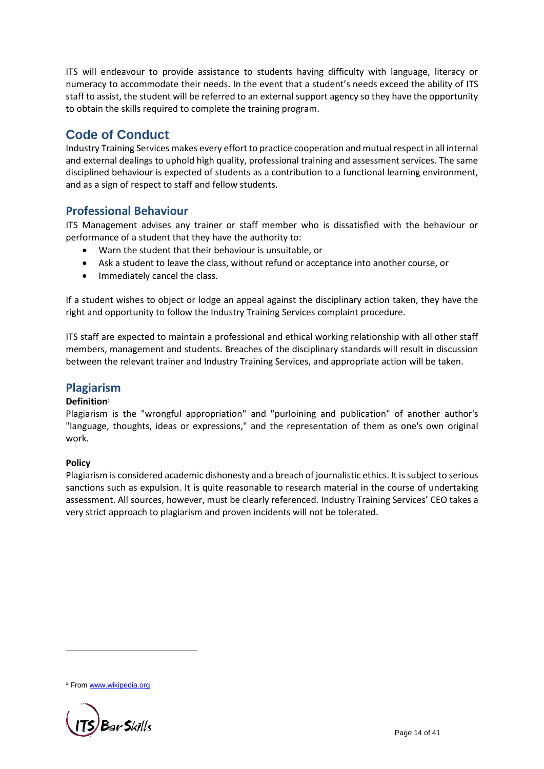ITS will endeavour to provide assistance to students having difficulty with language, literacy or numeracy to accommodate their needs. In the event that a student's needs exceed the ability of ITS staff to assist, the student will be referred to an external support agency so they have the opportunity to obtain the skills required to complete the training program.

## Code of Conduct

Industry Training Services makes every effort to practice cooperation and mutual respect in all internal and external dealings to uphold high quality, professional training and assessment services. The same disciplined behaviour is expected of students as a contribution to a functional learning environment, and as a sign of respect to staff and fellow students.

### Professional Behaviour

ITS Management advises any trainer or staff member who is dissatisfied with the behaviour or performance of a student that they have the authority to:

- Warn the student that their behaviour is unsuitable, or
- Ask a student to leave the class, without refund or acceptance into another course, or
- Immediately cancel the class.

If a student wishes to object or lodge an appeal against the disciplinary action taken, they have the right and opportunity to follow the Industry Training Services complaint procedure.

ITS staff are expected to maintain a professional and ethical working relationship with all other staff members, management and students. Breaches of the disciplinary standards will result in discussion between the relevant trainer and Industry Training Services, and appropriate action will be taken.

### Plagiarism

**Definition**[2]

Plagiarism is the "wrongful appropriation" and "purloining and publication" of another author's "language, thoughts, ideas or expressions," and the representation of them as one's own original work.

**Policy**

Plagiarism is considered academic dishonesty and a breach of journalistic ethics. It is subject to serious sanctions such as expulsion. It is quite reasonable to research material in the course of undertaking assessment. All sources, however, must be clearly referenced. Industry Training Services' CEO takes a very strict approach to plagiarism and proven incidents will not be tolerated.

[2] From www.wikipedia.org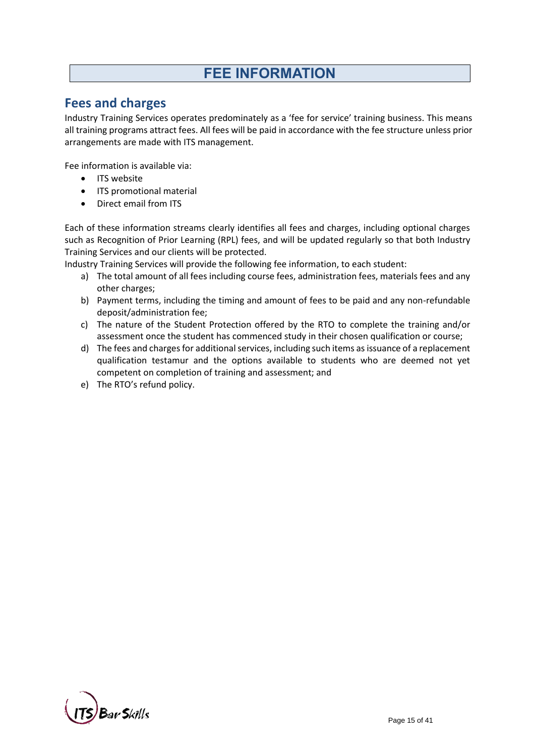# FEE INFORMATION

## Fees and charges

Industry Training Services operates predominately as a 'fee for service' training business. This means all training programs attract fees. All fees will be paid in accordance with the fee structure unless prior arrangements are made with ITS management.

Fee information is available via:

- ITS website
- ITS promotional material
- Direct email from ITS

Each of these information streams clearly identifies all fees and charges, including optional charges such as Recognition of Prior Learning (RPL) fees, and will be updated regularly so that both Industry Training Services and our clients will be protected.

Industry Training Services will provide the following fee information, to each student:

a) The total amount of all fees including course fees, administration fees, materials fees and any other charges;
b) Payment terms, including the timing and amount of fees to be paid and any non-refundable deposit/administration fee;
c) The nature of the Student Protection offered by the RTO to complete the training and/or assessment once the student has commenced study in their chosen qualification or course;
d) The fees and charges for additional services, including such items as issuance of a replacement qualification testamur and the options available to students who are deemed not yet competent on completion of training and assessment; and
e) The RTO's refund policy.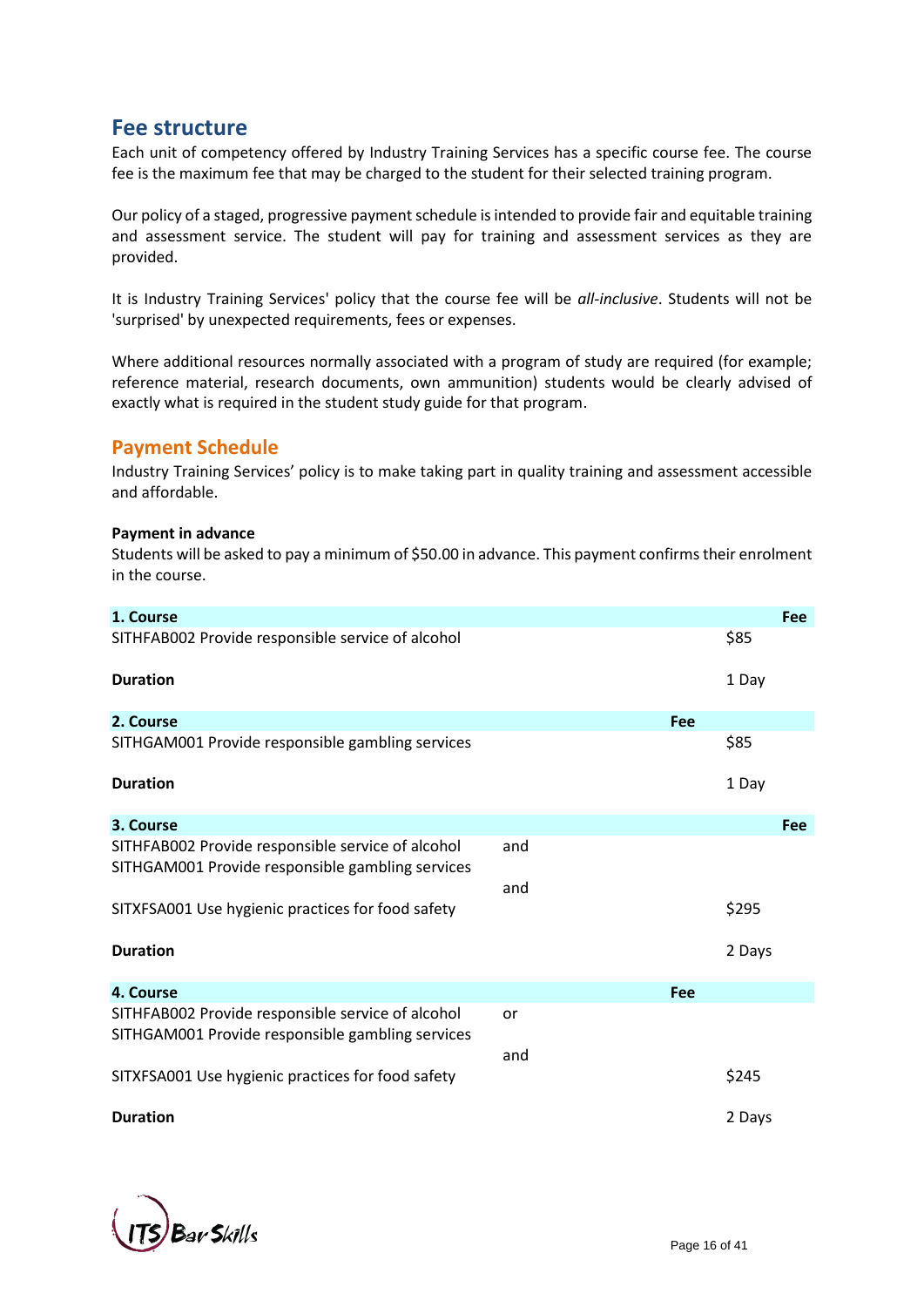## Fee structure

Each unit of competency offered by Industry Training Services has a specific course fee. The course fee is the maximum fee that may be charged to the student for their selected training program.

Our policy of a staged, progressive payment schedule is intended to provide fair and equitable training and assessment service. The student will pay for training and assessment services as they are provided.

It is Industry Training Services' policy that the course fee will be *all-inclusive*. Students will not be 'surprised' by unexpected requirements, fees or expenses.

Where additional resources normally associated with a program of study are required (for example; reference material, research documents, own ammunition) students would be clearly advised of exactly what is required in the student study guide for that program.

## Payment Schedule

Industry Training Services' policy is to make taking part in quality training and assessment accessible and affordable.

**Payment in advance**

Students will be asked to pay a minimum of $50.00 in advance. This payment confirms their enrolment in the course.

| **1. Course** | | **Fee** |
|---|---|---|
| SITHFAB002 Provide responsible service of alcohol | | $85 |
| **Duration** | | 1 Day |

| **2. Course** | | **Fee** |
|---|---|---|
| SITHGAM001 Provide responsible gambling services | | $85 |
| **Duration** | | 1 Day |

| **3. Course** | | **Fee** |
|---|---|---|
| SITHFAB002 Provide responsible service of alcohol | and | |
| SITHGAM001 Provide responsible gambling services | and | |
| SITXFSA001 Use hygienic practices for food safety | | $295 |
| **Duration** | | 2 Days |

| **4. Course** | | **Fee** |
|---|---|---|
| SITHFAB002 Provide responsible service of alcohol | or | |
| SITHGAM001 Provide responsible gambling services | and | |
| SITXFSA001 Use hygienic practices for food safety | | $245 |
| **Duration** | | 2 Days |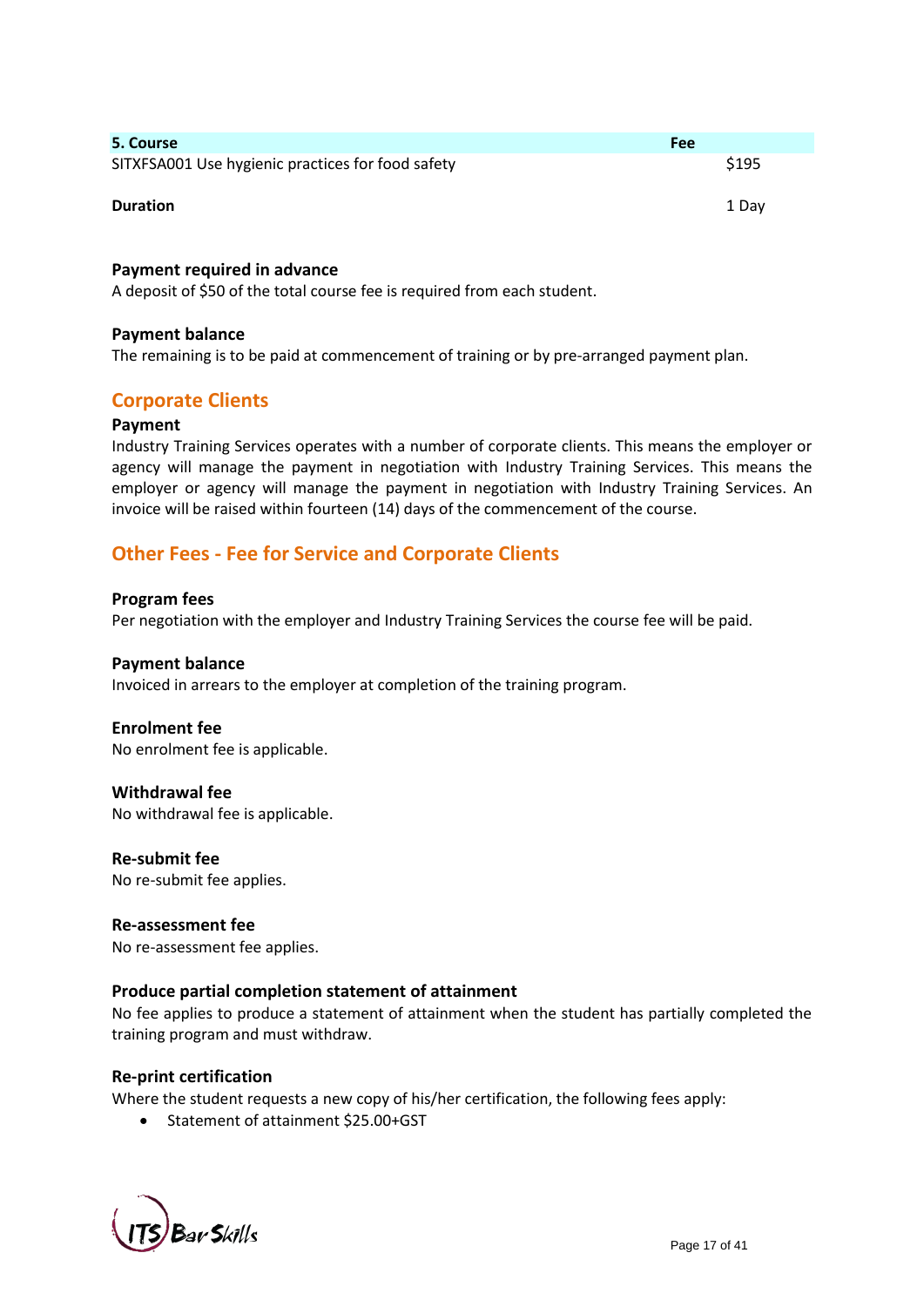| 5. Course | Fee |
|---|---|
| SITXFSA001 Use hygienic practices for food safety | $195 |
| **Duration** | 1 Day |

**Payment required in advance**
A deposit of $50 of the total course fee is required from each student.

**Payment balance**
The remaining is to be paid at commencement of training or by pre-arranged payment plan.

## Corporate Clients

**Payment**
Industry Training Services operates with a number of corporate clients. This means the employer or agency will manage the payment in negotiation with Industry Training Services. This means the employer or agency will manage the payment in negotiation with Industry Training Services. An invoice will be raised within fourteen (14) days of the commencement of the course.

## Other Fees - Fee for Service and Corporate Clients

**Program fees**
Per negotiation with the employer and Industry Training Services the course fee will be paid.

**Payment balance**
Invoiced in arrears to the employer at completion of the training program.

**Enrolment fee**
No enrolment fee is applicable.

**Withdrawal fee**
No withdrawal fee is applicable.

**Re-submit fee**
No re-submit fee applies.

**Re-assessment fee**
No re-assessment fee applies.

**Produce partial completion statement of attainment**
No fee applies to produce a statement of attainment when the student has partially completed the training program and must withdraw.

**Re-print certification**
Where the student requests a new copy of his/her certification, the following fees apply:

- Statement of attainment $25.00+GST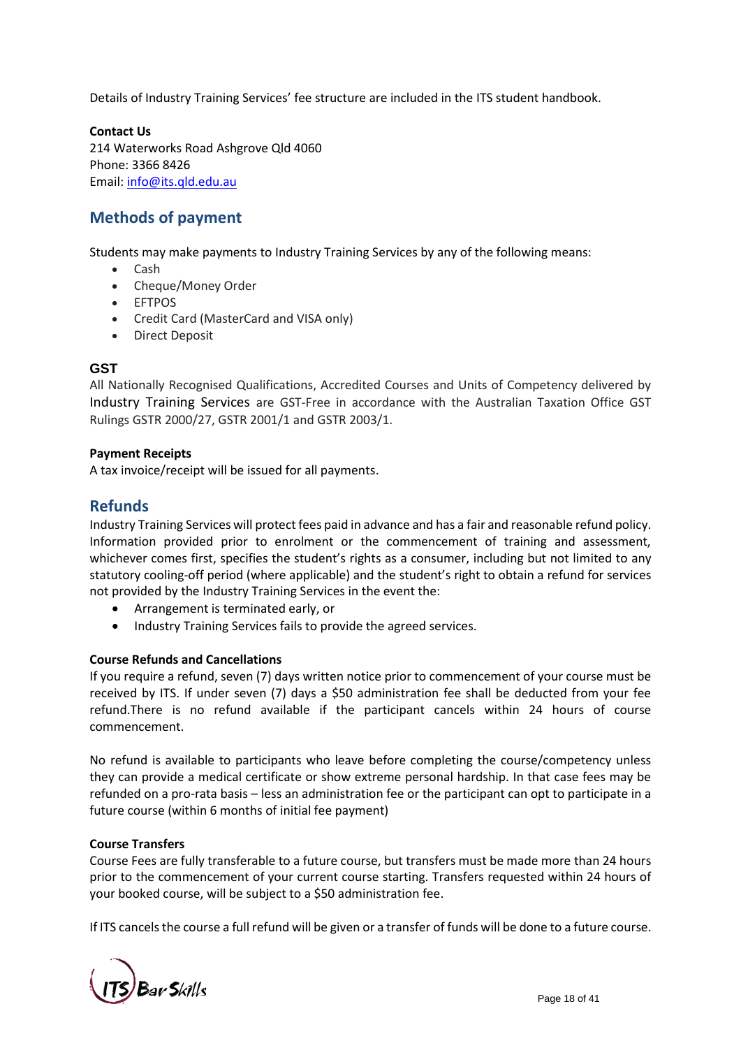Details of Industry Training Services' fee structure are included in the ITS student handbook.

**Contact Us**
214 Waterworks Road Ashgrove Qld 4060
Phone: 3366 8426
Email: info@its.qld.edu.au

## Methods of payment

Students may make payments to Industry Training Services by any of the following means:

- Cash
- Cheque/Money Order
- EFTPOS
- Credit Card (MasterCard and VISA only)
- Direct Deposit

### GST

All Nationally Recognised Qualifications, Accredited Courses and Units of Competency delivered by Industry Training Services are GST-Free in accordance with the Australian Taxation Office GST Rulings GSTR 2000/27, GSTR 2001/1 and GSTR 2003/1.

**Payment Receipts**
A tax invoice/receipt will be issued for all payments.

## Refunds

Industry Training Services will protect fees paid in advance and has a fair and reasonable refund policy. Information provided prior to enrolment or the commencement of training and assessment, whichever comes first, specifies the student's rights as a consumer, including but not limited to any statutory cooling-off period (where applicable) and the student's right to obtain a refund for services not provided by the Industry Training Services in the event the:

- Arrangement is terminated early, or
- Industry Training Services fails to provide the agreed services.

**Course Refunds and Cancellations**
If you require a refund, seven (7) days written notice prior to commencement of your course must be received by ITS. If under seven (7) days a $50 administration fee shall be deducted from your fee refund.There is no refund available if the participant cancels within 24 hours of course commencement.

No refund is available to participants who leave before completing the course/competency unless they can provide a medical certificate or show extreme personal hardship. In that case fees may be refunded on a pro-rata basis – less an administration fee or the participant can opt to participate in a future course (within 6 months of initial fee payment)

**Course Transfers**
Course Fees are fully transferable to a future course, but transfers must be made more than 24 hours prior to the commencement of your current course starting. Transfers requested within 24 hours of your booked course, will be subject to a $50 administration fee.

If ITS cancels the course a full refund will be given or a transfer of funds will be done to a future course.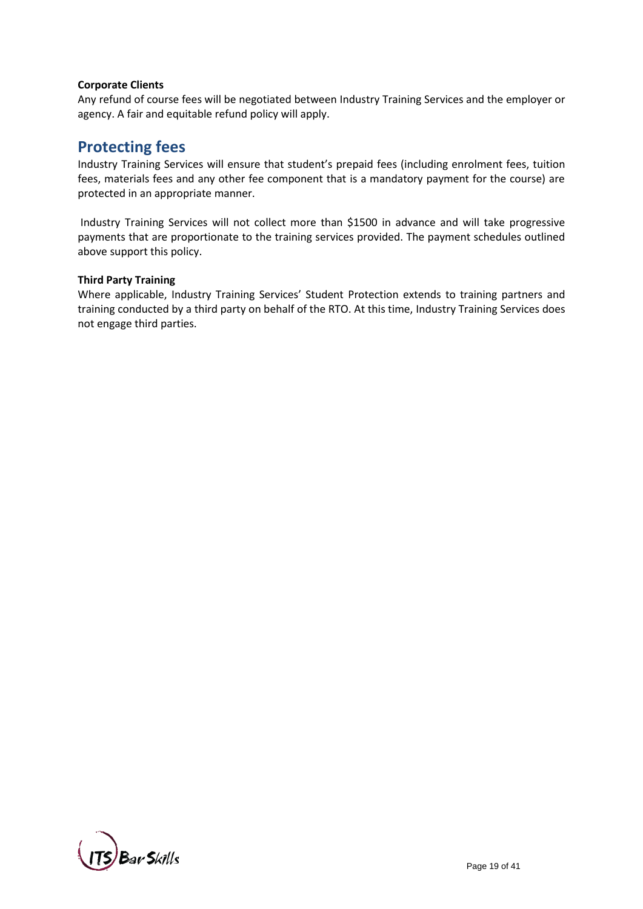**Corporate Clients**

Any refund of course fees will be negotiated between Industry Training Services and the employer or agency. A fair and equitable refund policy will apply.

## Protecting fees

Industry Training Services will ensure that student's prepaid fees (including enrolment fees, tuition fees, materials fees and any other fee component that is a mandatory payment for the course) are protected in an appropriate manner.

Industry Training Services will not collect more than $1500 in advance and will take progressive payments that are proportionate to the training services provided. The payment schedules outlined above support this policy.

**Third Party Training**

Where applicable, Industry Training Services' Student Protection extends to training partners and training conducted by a third party on behalf of the RTO. At this time, Industry Training Services does not engage third parties.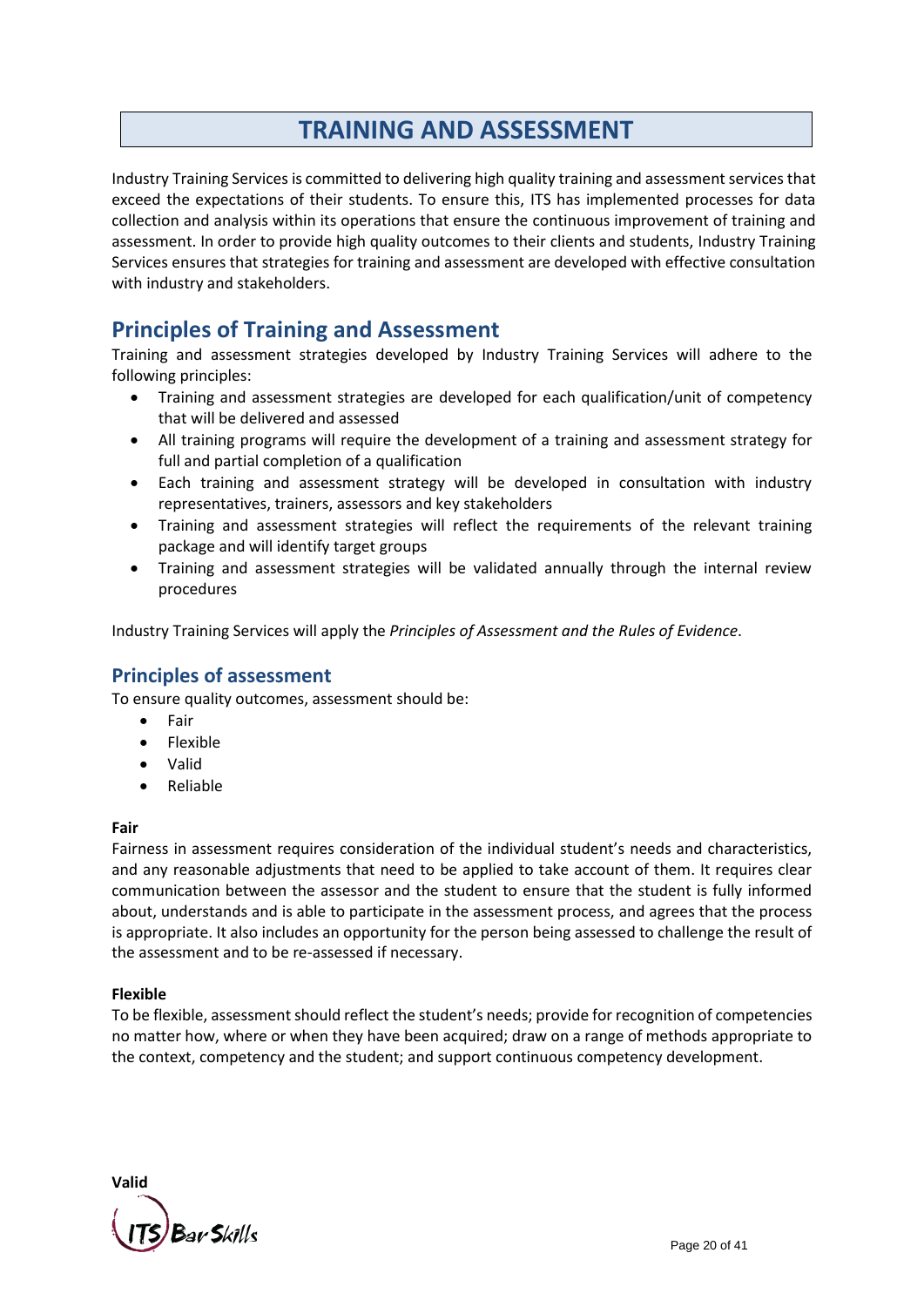# TRAINING AND ASSESSMENT

Industry Training Services is committed to delivering high quality training and assessment services that exceed the expectations of their students. To ensure this, ITS has implemented processes for data collection and analysis within its operations that ensure the continuous improvement of training and assessment. In order to provide high quality outcomes to their clients and students, Industry Training Services ensures that strategies for training and assessment are developed with effective consultation with industry and stakeholders.

## Principles of Training and Assessment

Training and assessment strategies developed by Industry Training Services will adhere to the following principles:

- Training and assessment strategies are developed for each qualification/unit of competency that will be delivered and assessed
- All training programs will require the development of a training and assessment strategy for full and partial completion of a qualification
- Each training and assessment strategy will be developed in consultation with industry representatives, trainers, assessors and key stakeholders
- Training and assessment strategies will reflect the requirements of the relevant training package and will identify target groups
- Training and assessment strategies will be validated annually through the internal review procedures

Industry Training Services will apply the *Principles of Assessment and the Rules of Evidence.*

### Principles of assessment

To ensure quality outcomes, assessment should be:

- Fair
- Flexible
- Valid
- Reliable

**Fair**

Fairness in assessment requires consideration of the individual student's needs and characteristics, and any reasonable adjustments that need to be applied to take account of them. It requires clear communication between the assessor and the student to ensure that the student is fully informed about, understands and is able to participate in the assessment process, and agrees that the process is appropriate. It also includes an opportunity for the person being assessed to challenge the result of the assessment and to be re-assessed if necessary.

**Flexible**

To be flexible, assessment should reflect the student's needs; provide for recognition of competencies no matter how, where or when they have been acquired; draw on a range of methods appropriate to the context, competency and the student; and support continuous competency development.

**Valid**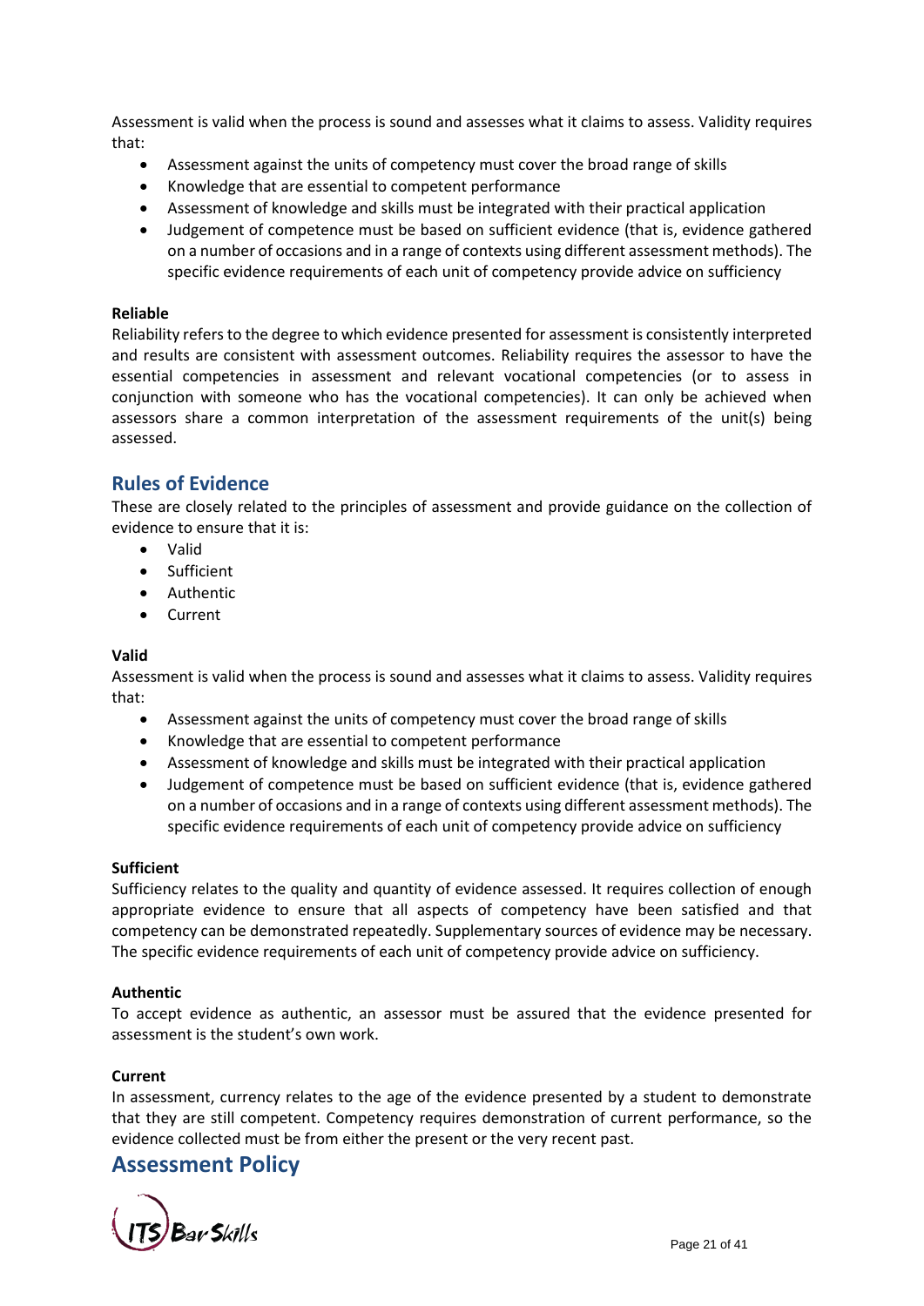Assessment is valid when the process is sound and assesses what it claims to assess. Validity requires that:

- Assessment against the units of competency must cover the broad range of skills
- Knowledge that are essential to competent performance
- Assessment of knowledge and skills must be integrated with their practical application
- Judgement of competence must be based on sufficient evidence (that is, evidence gathered on a number of occasions and in a range of contexts using different assessment methods). The specific evidence requirements of each unit of competency provide advice on sufficiency

**Reliable**

Reliability refers to the degree to which evidence presented for assessment is consistently interpreted and results are consistent with assessment outcomes. Reliability requires the assessor to have the essential competencies in assessment and relevant vocational competencies (or to assess in conjunction with someone who has the vocational competencies). It can only be achieved when assessors share a common interpretation of the assessment requirements of the unit(s) being assessed.

## Rules of Evidence

These are closely related to the principles of assessment and provide guidance on the collection of evidence to ensure that it is:

- Valid
- Sufficient
- Authentic
- Current

**Valid**

Assessment is valid when the process is sound and assesses what it claims to assess. Validity requires that:

- Assessment against the units of competency must cover the broad range of skills
- Knowledge that are essential to competent performance
- Assessment of knowledge and skills must be integrated with their practical application
- Judgement of competence must be based on sufficient evidence (that is, evidence gathered on a number of occasions and in a range of contexts using different assessment methods). The specific evidence requirements of each unit of competency provide advice on sufficiency

**Sufficient**

Sufficiency relates to the quality and quantity of evidence assessed. It requires collection of enough appropriate evidence to ensure that all aspects of competency have been satisfied and that competency can be demonstrated repeatedly. Supplementary sources of evidence may be necessary. The specific evidence requirements of each unit of competency provide advice on sufficiency.

**Authentic**

To accept evidence as authentic, an assessor must be assured that the evidence presented for assessment is the student's own work.

**Current**

In assessment, currency relates to the age of the evidence presented by a student to demonstrate that they are still competent. Competency requires demonstration of current performance, so the evidence collected must be from either the present or the very recent past.

# Assessment Policy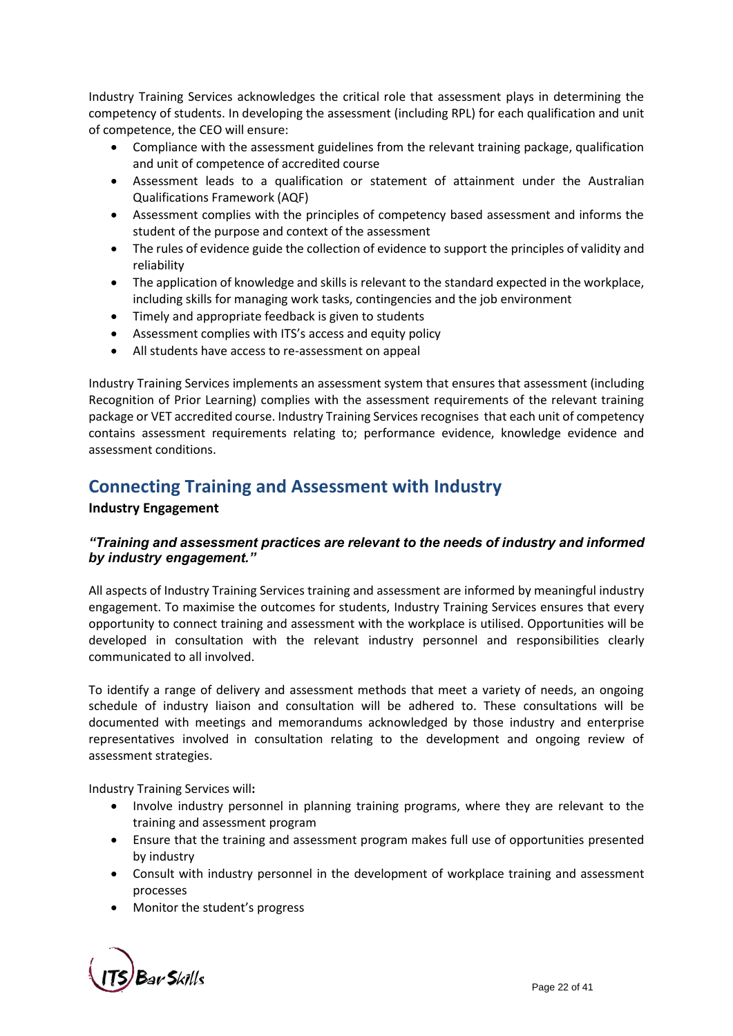Industry Training Services acknowledges the critical role that assessment plays in determining the competency of students. In developing the assessment (including RPL) for each qualification and unit of competence, the CEO will ensure:

- Compliance with the assessment guidelines from the relevant training package, qualification and unit of competence of accredited course
- Assessment leads to a qualification or statement of attainment under the Australian Qualifications Framework (AQF)
- Assessment complies with the principles of competency based assessment and informs the student of the purpose and context of the assessment
- The rules of evidence guide the collection of evidence to support the principles of validity and reliability
- The application of knowledge and skills is relevant to the standard expected in the workplace, including skills for managing work tasks, contingencies and the job environment
- Timely and appropriate feedback is given to students
- Assessment complies with ITS's access and equity policy
- All students have access to re-assessment on appeal

Industry Training Services implements an assessment system that ensures that assessment (including Recognition of Prior Learning) complies with the assessment requirements of the relevant training package or VET accredited course. Industry Training Services recognises that each unit of competency contains assessment requirements relating to; performance evidence, knowledge evidence and assessment conditions.

## Connecting Training and Assessment with Industry

**Industry Engagement**

***"Training and assessment practices are relevant to the needs of industry and informed by industry engagement."***

All aspects of Industry Training Services training and assessment are informed by meaningful industry engagement. To maximise the outcomes for students, Industry Training Services ensures that every opportunity to connect training and assessment with the workplace is utilised. Opportunities will be developed in consultation with the relevant industry personnel and responsibilities clearly communicated to all involved.

To identify a range of delivery and assessment methods that meet a variety of needs, an ongoing schedule of industry liaison and consultation will be adhered to. These consultations will be documented with meetings and memorandums acknowledged by those industry and enterprise representatives involved in consultation relating to the development and ongoing review of assessment strategies.

Industry Training Services will**:**

- Involve industry personnel in planning training programs, where they are relevant to the training and assessment program
- Ensure that the training and assessment program makes full use of opportunities presented by industry
- Consult with industry personnel in the development of workplace training and assessment processes
- Monitor the student's progress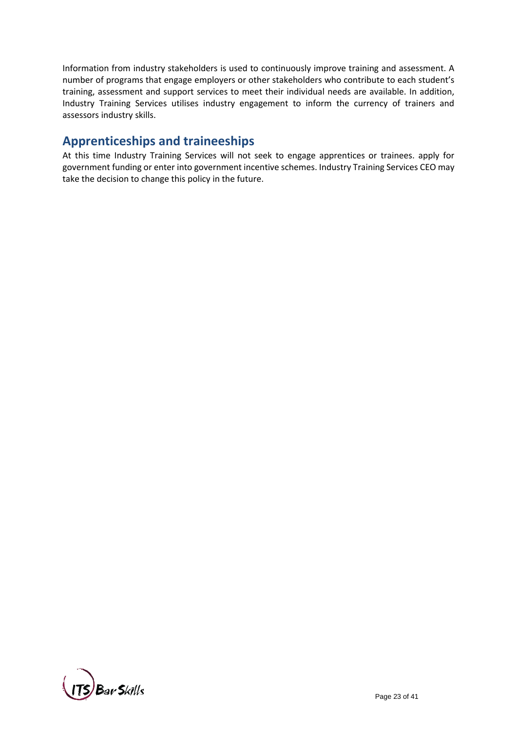Information from industry stakeholders is used to continuously improve training and assessment. A number of programs that engage employers or other stakeholders who contribute to each student's training, assessment and support services to meet their individual needs are available. In addition, Industry Training Services utilises industry engagement to inform the currency of trainers and assessors industry skills.

## Apprenticeships and traineeships

At this time Industry Training Services will not seek to engage apprentices or trainees. apply for government funding or enter into government incentive schemes. Industry Training Services CEO may take the decision to change this policy in the future.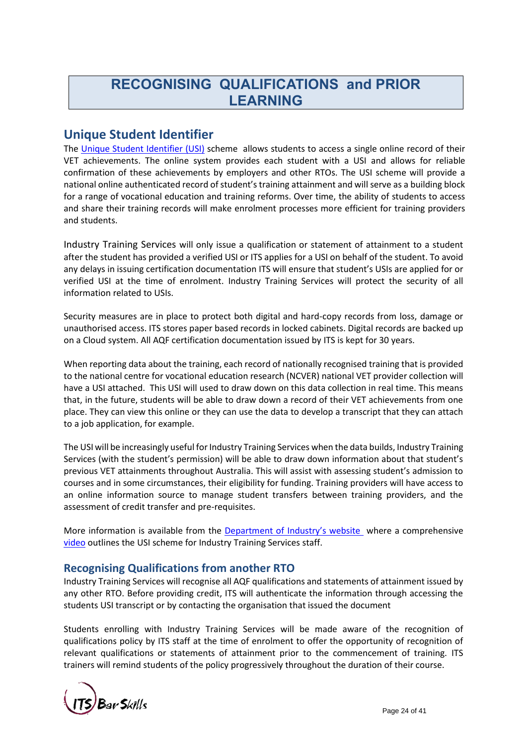# RECOGNISING QUALIFICATIONS and PRIOR LEARNING

## Unique Student Identifier

The Unique Student Identifier (USI) scheme allows students to access a single online record of their VET achievements. The online system provides each student with a USI and allows for reliable confirmation of these achievements by employers and other RTOs. The USI scheme will provide a national online authenticated record of student's training attainment and will serve as a building block for a range of vocational education and training reforms. Over time, the ability of students to access and share their training records will make enrolment processes more efficient for training providers and students.

Industry Training Services will only issue a qualification or statement of attainment to a student after the student has provided a verified USI or ITS applies for a USI on behalf of the student. To avoid any delays in issuing certification documentation ITS will ensure that student's USIs are applied for or verified USI at the time of enrolment. Industry Training Services will protect the security of all information related to USIs.

Security measures are in place to protect both digital and hard-copy records from loss, damage or unauthorised access. ITS stores paper based records in locked cabinets. Digital records are backed up on a Cloud system. All AQF certification documentation issued by ITS is kept for 30 years.

When reporting data about the training, each record of nationally recognised training that is provided to the national centre for vocational education research (NCVER) national VET provider collection will have a USI attached. This USI will used to draw down on this data collection in real time. This means that, in the future, students will be able to draw down a record of their VET achievements from one place. They can view this online or they can use the data to develop a transcript that they can attach to a job application, for example.

The USI will be increasingly useful for Industry Training Services when the data builds, Industry Training Services (with the student's permission) will be able to draw down information about that student's previous VET attainments throughout Australia. This will assist with assessing student's admission to courses and in some circumstances, their eligibility for funding. Training providers will have access to an online information source to manage student transfers between training providers, and the assessment of credit transfer and pre-requisites.

More information is available from the Department of Industry's website where a comprehensive video outlines the USI scheme for Industry Training Services staff.

### Recognising Qualifications from another RTO

Industry Training Services will recognise all AQF qualifications and statements of attainment issued by any other RTO. Before providing credit, ITS will authenticate the information through accessing the students USI transcript or by contacting the organisation that issued the document

Students enrolling with Industry Training Services will be made aware of the recognition of qualifications policy by ITS staff at the time of enrolment to offer the opportunity of recognition of relevant qualifications or statements of attainment prior to the commencement of training. ITS trainers will remind students of the policy progressively throughout the duration of their course.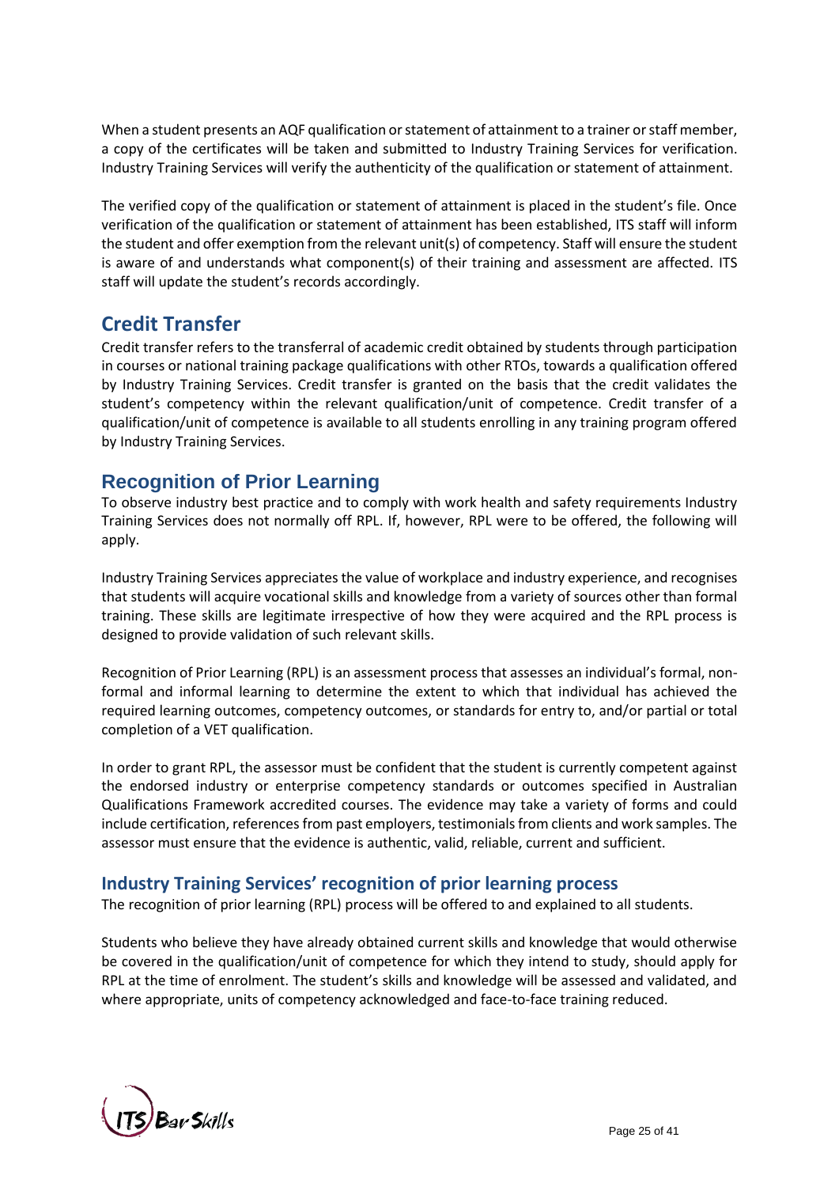When a student presents an AQF qualification or statement of attainment to a trainer or staff member, a copy of the certificates will be taken and submitted to Industry Training Services for verification. Industry Training Services will verify the authenticity of the qualification or statement of attainment.

The verified copy of the qualification or statement of attainment is placed in the student's file. Once verification of the qualification or statement of attainment has been established, ITS staff will inform the student and offer exemption from the relevant unit(s) of competency. Staff will ensure the student is aware of and understands what component(s) of their training and assessment are affected. ITS staff will update the student's records accordingly.

## Credit Transfer

Credit transfer refers to the transferral of academic credit obtained by students through participation in courses or national training package qualifications with other RTOs, towards a qualification offered by Industry Training Services. Credit transfer is granted on the basis that the credit validates the student's competency within the relevant qualification/unit of competence. Credit transfer of a qualification/unit of competence is available to all students enrolling in any training program offered by Industry Training Services.

## Recognition of Prior Learning

To observe industry best practice and to comply with work health and safety requirements Industry Training Services does not normally off RPL. If, however, RPL were to be offered, the following will apply.

Industry Training Services appreciates the value of workplace and industry experience, and recognises that students will acquire vocational skills and knowledge from a variety of sources other than formal training. These skills are legitimate irrespective of how they were acquired and the RPL process is designed to provide validation of such relevant skills.

Recognition of Prior Learning (RPL) is an assessment process that assesses an individual's formal, non-formal and informal learning to determine the extent to which that individual has achieved the required learning outcomes, competency outcomes, or standards for entry to, and/or partial or total completion of a VET qualification.

In order to grant RPL, the assessor must be confident that the student is currently competent against the endorsed industry or enterprise competency standards or outcomes specified in Australian Qualifications Framework accredited courses. The evidence may take a variety of forms and could include certification, references from past employers, testimonials from clients and work samples. The assessor must ensure that the evidence is authentic, valid, reliable, current and sufficient.

### Industry Training Services' recognition of prior learning process

The recognition of prior learning (RPL) process will be offered to and explained to all students.

Students who believe they have already obtained current skills and knowledge that would otherwise be covered in the qualification/unit of competence for which they intend to study, should apply for RPL at the time of enrolment. The student's skills and knowledge will be assessed and validated, and where appropriate, units of competency acknowledged and face-to-face training reduced.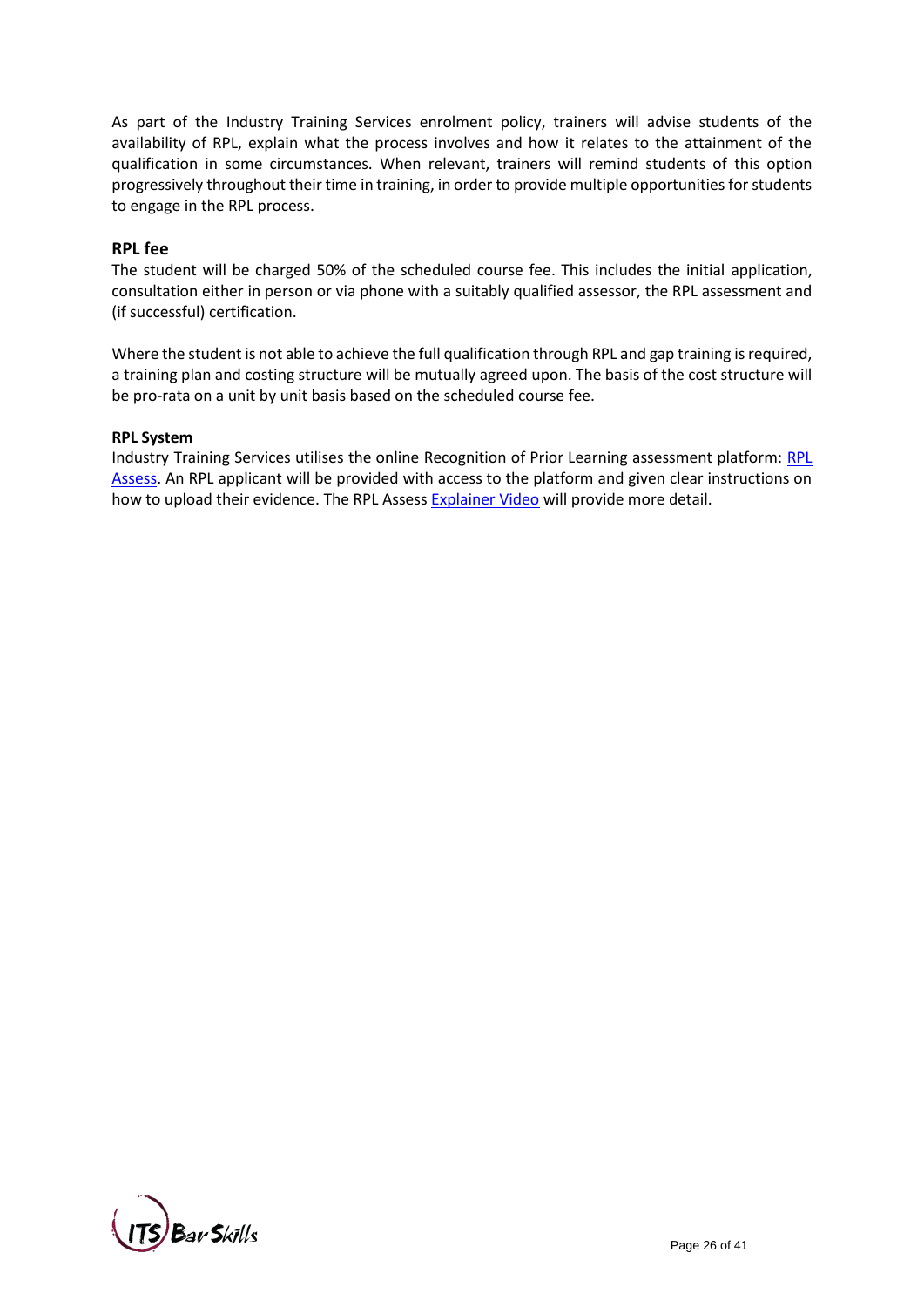As part of the Industry Training Services enrolment policy, trainers will advise students of the availability of RPL, explain what the process involves and how it relates to the attainment of the qualification in some circumstances. When relevant, trainers will remind students of this option progressively throughout their time in training, in order to provide multiple opportunities for students to engage in the RPL process.

### RPL fee

The student will be charged 50% of the scheduled course fee. This includes the initial application, consultation either in person or via phone with a suitably qualified assessor, the RPL assessment and (if successful) certification.

Where the student is not able to achieve the full qualification through RPL and gap training is required, a training plan and costing structure will be mutually agreed upon. The basis of the cost structure will be pro-rata on a unit by unit basis based on the scheduled course fee.

**RPL System**

Industry Training Services utilises the online Recognition of Prior Learning assessment platform: RPL Assess. An RPL applicant will be provided with access to the platform and given clear instructions on how to upload their evidence. The RPL Assess Explainer Video will provide more detail.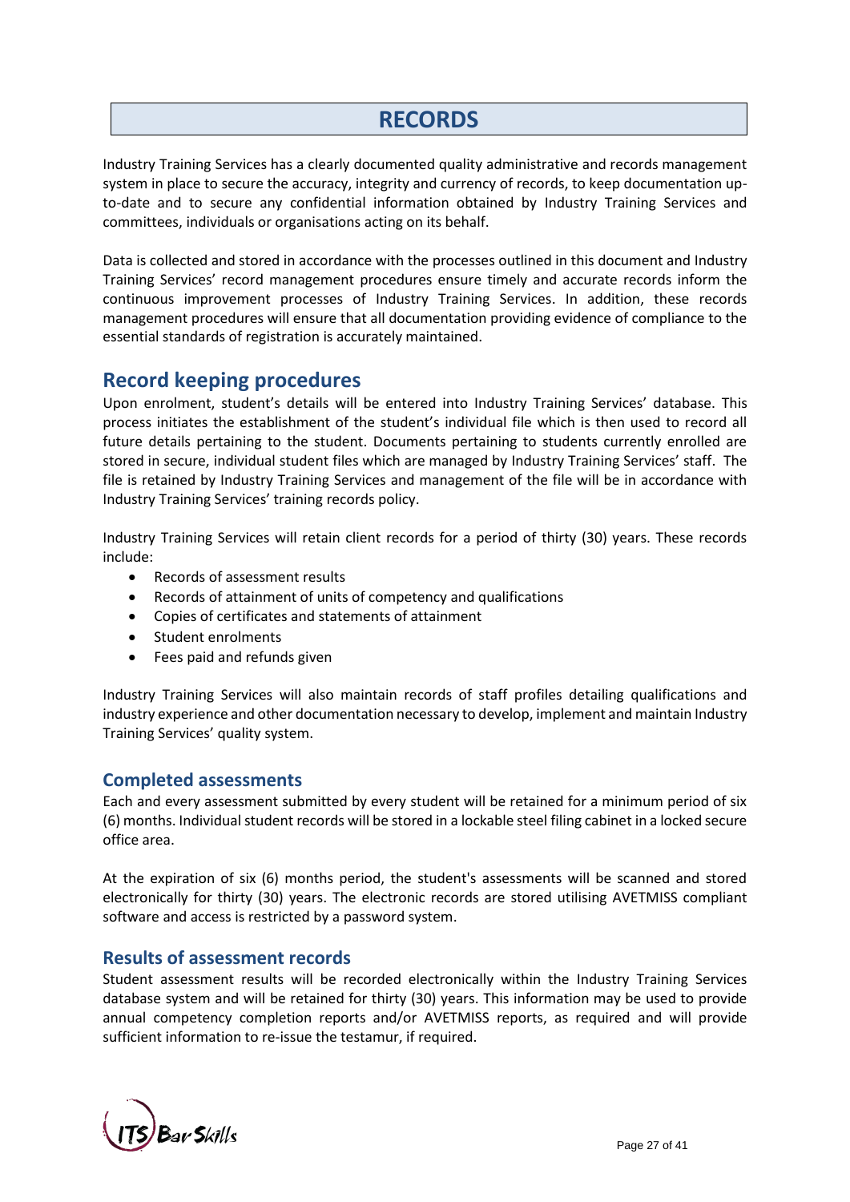# RECORDS

Industry Training Services has a clearly documented quality administrative and records management system in place to secure the accuracy, integrity and currency of records, to keep documentation up-to-date and to secure any confidential information obtained by Industry Training Services and committees, individuals or organisations acting on its behalf.

Data is collected and stored in accordance with the processes outlined in this document and Industry Training Services' record management procedures ensure timely and accurate records inform the continuous improvement processes of Industry Training Services. In addition, these records management procedures will ensure that all documentation providing evidence of compliance to the essential standards of registration is accurately maintained.

## Record keeping procedures

Upon enrolment, student's details will be entered into Industry Training Services' database. This process initiates the establishment of the student's individual file which is then used to record all future details pertaining to the student. Documents pertaining to students currently enrolled are stored in secure, individual student files which are managed by Industry Training Services' staff. The file is retained by Industry Training Services and management of the file will be in accordance with Industry Training Services' training records policy.

Industry Training Services will retain client records for a period of thirty (30) years. These records include:

- Records of assessment results
- Records of attainment of units of competency and qualifications
- Copies of certificates and statements of attainment
- Student enrolments
- Fees paid and refunds given

Industry Training Services will also maintain records of staff profiles detailing qualifications and industry experience and other documentation necessary to develop, implement and maintain Industry Training Services' quality system.

### Completed assessments

Each and every assessment submitted by every student will be retained for a minimum period of six (6) months. Individual student records will be stored in a lockable steel filing cabinet in a locked secure office area.

At the expiration of six (6) months period, the student's assessments will be scanned and stored electronically for thirty (30) years. The electronic records are stored utilising AVETMISS compliant software and access is restricted by a password system.

### Results of assessment records

Student assessment results will be recorded electronically within the Industry Training Services database system and will be retained for thirty (30) years. This information may be used to provide annual competency completion reports and/or AVETMISS reports, as required and will provide sufficient information to re-issue the testamur, if required.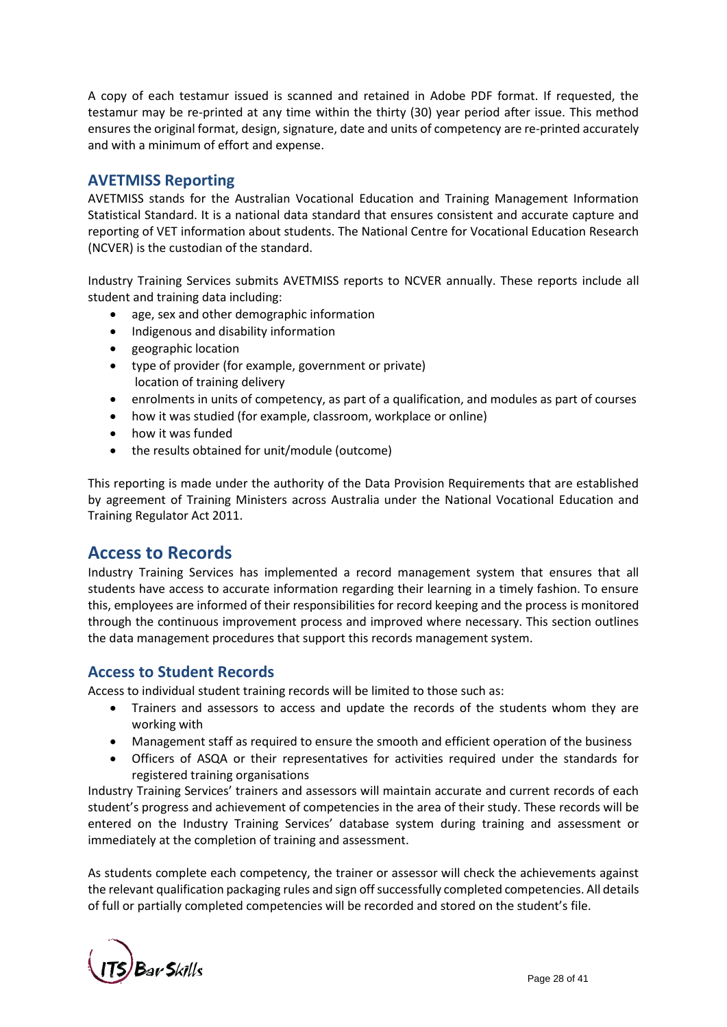A copy of each testamur issued is scanned and retained in Adobe PDF format. If requested, the testamur may be re-printed at any time within the thirty (30) year period after issue. This method ensures the original format, design, signature, date and units of competency are re-printed accurately and with a minimum of effort and expense.

### AVETMISS Reporting

AVETMISS stands for the Australian Vocational Education and Training Management Information Statistical Standard. It is a national data standard that ensures consistent and accurate capture and reporting of VET information about students. The National Centre for Vocational Education Research (NCVER) is the custodian of the standard.

Industry Training Services submits AVETMISS reports to NCVER annually. These reports include all student and training data including:

- age, sex and other demographic information
- Indigenous and disability information
- geographic location
- type of provider (for example, government or private)
  location of training delivery
- enrolments in units of competency, as part of a qualification, and modules as part of courses
- how it was studied (for example, classroom, workplace or online)
- how it was funded
- the results obtained for unit/module (outcome)

This reporting is made under the authority of the Data Provision Requirements that are established by agreement of Training Ministers across Australia under the National Vocational Education and Training Regulator Act 2011.

## Access to Records

Industry Training Services has implemented a record management system that ensures that all students have access to accurate information regarding their learning in a timely fashion. To ensure this, employees are informed of their responsibilities for record keeping and the process is monitored through the continuous improvement process and improved where necessary. This section outlines the data management procedures that support this records management system.

### Access to Student Records

Access to individual student training records will be limited to those such as:

- Trainers and assessors to access and update the records of the students whom they are working with
- Management staff as required to ensure the smooth and efficient operation of the business
- Officers of ASQA or their representatives for activities required under the standards for registered training organisations

Industry Training Services' trainers and assessors will maintain accurate and current records of each student's progress and achievement of competencies in the area of their study. These records will be entered on the Industry Training Services' database system during training and assessment or immediately at the completion of training and assessment.

As students complete each competency, the trainer or assessor will check the achievements against the relevant qualification packaging rules and sign off successfully completed competencies. All details of full or partially completed competencies will be recorded and stored on the student's file.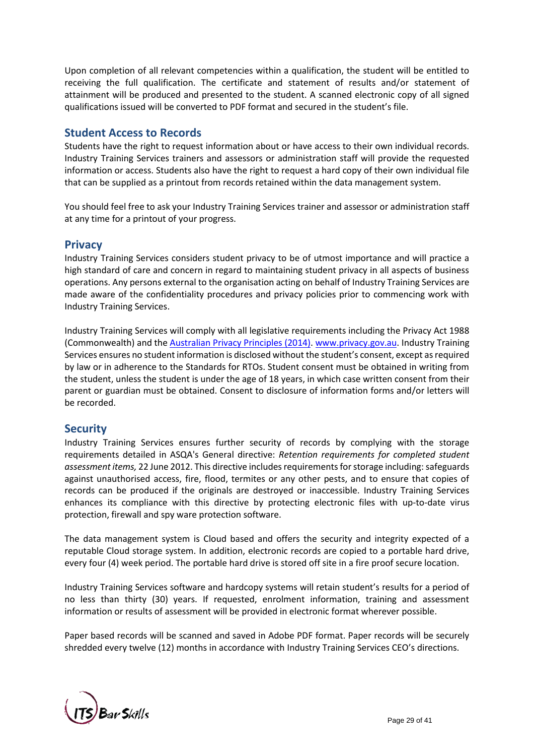Upon completion of all relevant competencies within a qualification, the student will be entitled to receiving the full qualification. The certificate and statement of results and/or statement of attainment will be produced and presented to the student. A scanned electronic copy of all signed qualifications issued will be converted to PDF format and secured in the student's file.

## Student Access to Records

Students have the right to request information about or have access to their own individual records. Industry Training Services trainers and assessors or administration staff will provide the requested information or access. Students also have the right to request a hard copy of their own individual file that can be supplied as a printout from records retained within the data management system.

You should feel free to ask your Industry Training Services trainer and assessor or administration staff at any time for a printout of your progress.

## Privacy

Industry Training Services considers student privacy to be of utmost importance and will practice a high standard of care and concern in regard to maintaining student privacy in all aspects of business operations. Any persons external to the organisation acting on behalf of Industry Training Services are made aware of the confidentiality procedures and privacy policies prior to commencing work with Industry Training Services.

Industry Training Services will comply with all legislative requirements including the Privacy Act 1988 (Commonwealth) and the Australian Privacy Principles (2014). www.privacy.gov.au. Industry Training Services ensures no student information is disclosed without the student's consent, except as required by law or in adherence to the Standards for RTOs. Student consent must be obtained in writing from the student, unless the student is under the age of 18 years, in which case written consent from their parent or guardian must be obtained. Consent to disclosure of information forms and/or letters will be recorded.

## Security

Industry Training Services ensures further security of records by complying with the storage requirements detailed in ASQA's General directive: *Retention requirements for completed student assessment items,* 22 June 2012. This directive includes requirements for storage including: safeguards against unauthorised access, fire, flood, termites or any other pests, and to ensure that copies of records can be produced if the originals are destroyed or inaccessible. Industry Training Services enhances its compliance with this directive by protecting electronic files with up-to-date virus protection, firewall and spy ware protection software.

The data management system is Cloud based and offers the security and integrity expected of a reputable Cloud storage system. In addition, electronic records are copied to a portable hard drive, every four (4) week period. The portable hard drive is stored off site in a fire proof secure location.

Industry Training Services software and hardcopy systems will retain student's results for a period of no less than thirty (30) years. If requested, enrolment information, training and assessment information or results of assessment will be provided in electronic format wherever possible.

Paper based records will be scanned and saved in Adobe PDF format. Paper records will be securely shredded every twelve (12) months in accordance with Industry Training Services CEO's directions.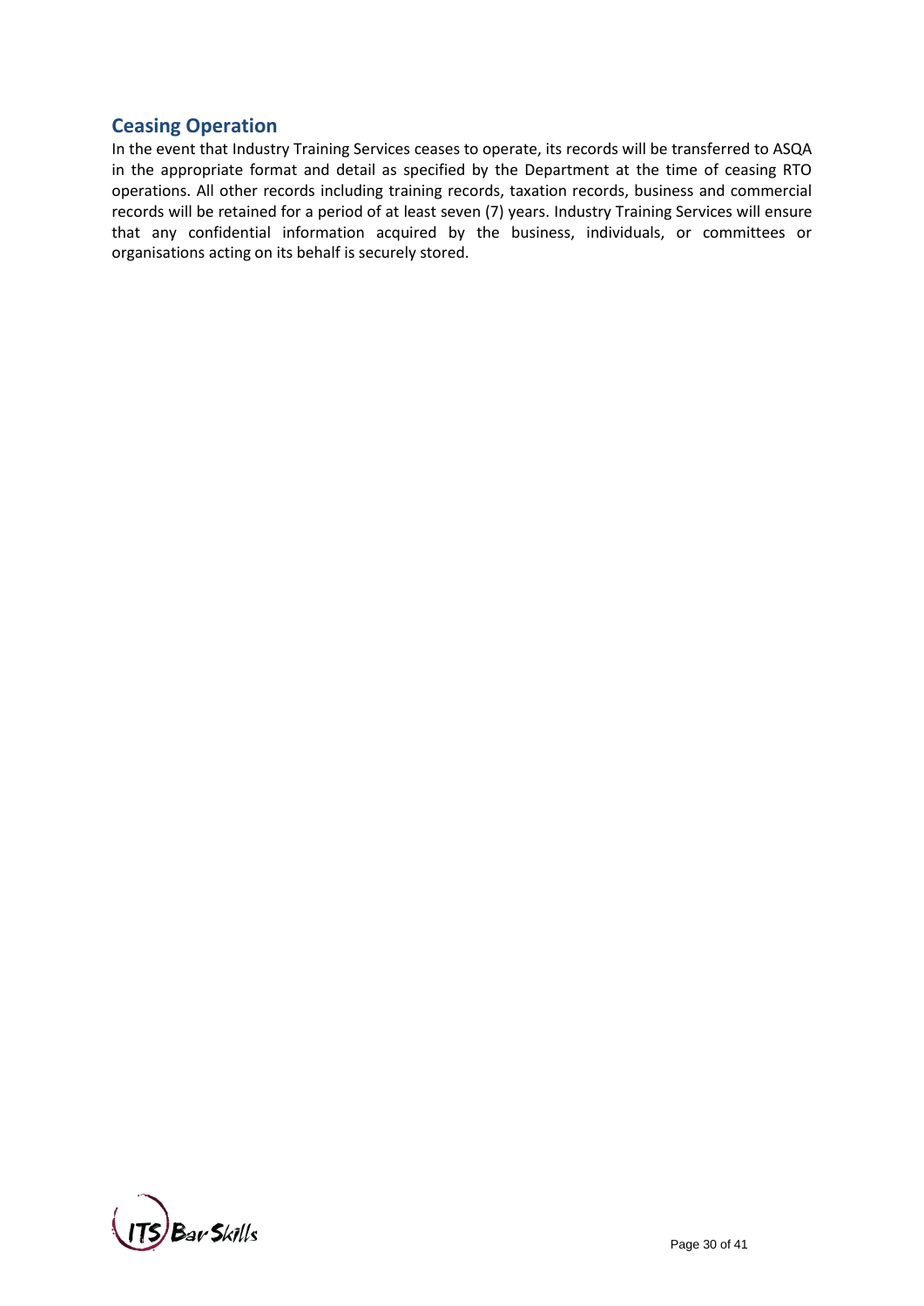## Ceasing Operation

In the event that Industry Training Services ceases to operate, its records will be transferred to ASQA in the appropriate format and detail as specified by the Department at the time of ceasing RTO operations. All other records including training records, taxation records, business and commercial records will be retained for a period of at least seven (7) years. Industry Training Services will ensure that any confidential information acquired by the business, individuals, or committees or organisations acting on its behalf is securely stored.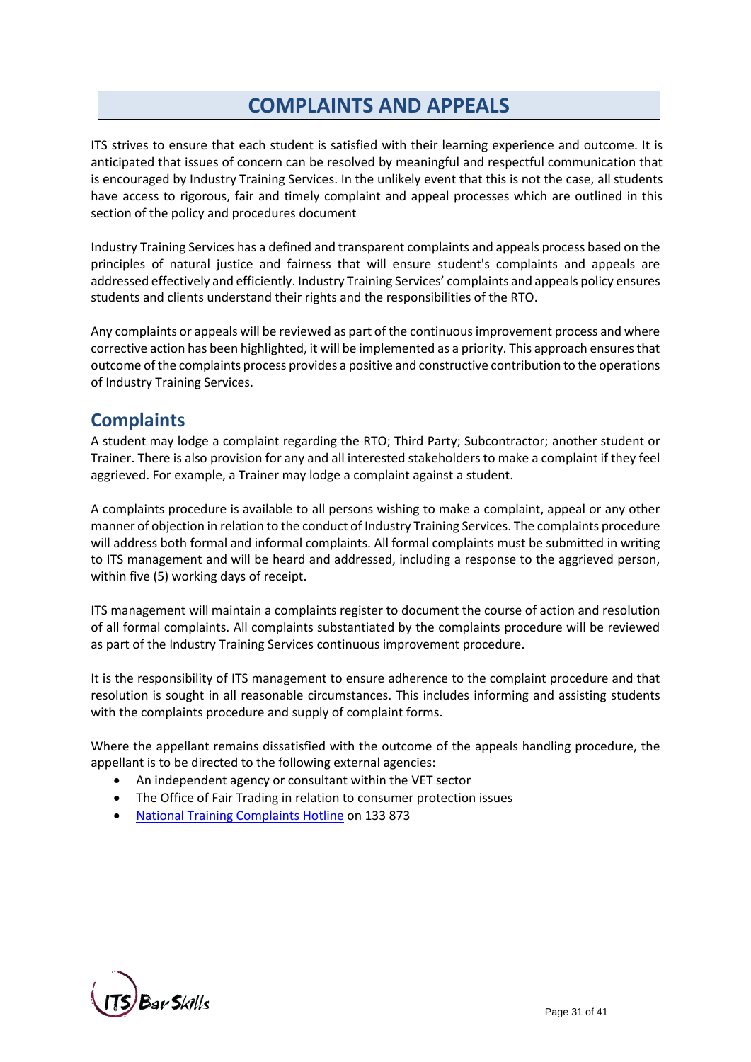# COMPLAINTS AND APPEALS

ITS strives to ensure that each student is satisfied with their learning experience and outcome. It is anticipated that issues of concern can be resolved by meaningful and respectful communication that is encouraged by Industry Training Services. In the unlikely event that this is not the case, all students have access to rigorous, fair and timely complaint and appeal processes which are outlined in this section of the policy and procedures document

Industry Training Services has a defined and transparent complaints and appeals process based on the principles of natural justice and fairness that will ensure student's complaints and appeals are addressed effectively and efficiently. Industry Training Services' complaints and appeals policy ensures students and clients understand their rights and the responsibilities of the RTO.

Any complaints or appeals will be reviewed as part of the continuous improvement process and where corrective action has been highlighted, it will be implemented as a priority. This approach ensures that outcome of the complaints process provides a positive and constructive contribution to the operations of Industry Training Services.

## Complaints

A student may lodge a complaint regarding the RTO; Third Party; Subcontractor; another student or Trainer. There is also provision for any and all interested stakeholders to make a complaint if they feel aggrieved. For example, a Trainer may lodge a complaint against a student.

A complaints procedure is available to all persons wishing to make a complaint, appeal or any other manner of objection in relation to the conduct of Industry Training Services. The complaints procedure will address both formal and informal complaints. All formal complaints must be submitted in writing to ITS management and will be heard and addressed, including a response to the aggrieved person, within five (5) working days of receipt.

ITS management will maintain a complaints register to document the course of action and resolution of all formal complaints. All complaints substantiated by the complaints procedure will be reviewed as part of the Industry Training Services continuous improvement procedure.

It is the responsibility of ITS management to ensure adherence to the complaint procedure and that resolution is sought in all reasonable circumstances. This includes informing and assisting students with the complaints procedure and supply of complaint forms.

Where the appellant remains dissatisfied with the outcome of the appeals handling procedure, the appellant is to be directed to the following external agencies:

- An independent agency or consultant within the VET sector
- The Office of Fair Trading in relation to consumer protection issues
- National Training Complaints Hotline on 133 873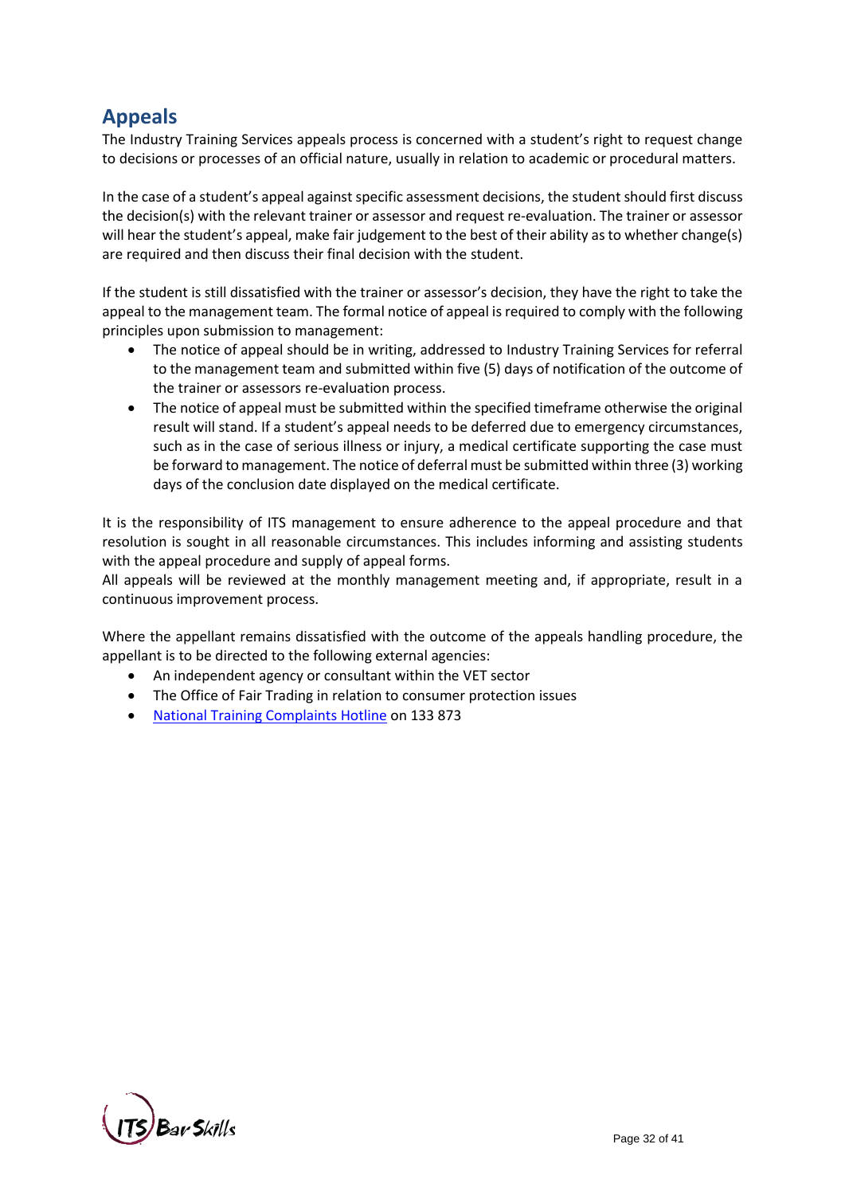## Appeals

The Industry Training Services appeals process is concerned with a student's right to request change to decisions or processes of an official nature, usually in relation to academic or procedural matters.

In the case of a student's appeal against specific assessment decisions, the student should first discuss the decision(s) with the relevant trainer or assessor and request re-evaluation. The trainer or assessor will hear the student's appeal, make fair judgement to the best of their ability as to whether change(s) are required and then discuss their final decision with the student.

If the student is still dissatisfied with the trainer or assessor's decision, they have the right to take the appeal to the management team. The formal notice of appeal is required to comply with the following principles upon submission to management:

- The notice of appeal should be in writing, addressed to Industry Training Services for referral to the management team and submitted within five (5) days of notification of the outcome of the trainer or assessors re-evaluation process.
- The notice of appeal must be submitted within the specified timeframe otherwise the original result will stand. If a student's appeal needs to be deferred due to emergency circumstances, such as in the case of serious illness or injury, a medical certificate supporting the case must be forward to management. The notice of deferral must be submitted within three (3) working days of the conclusion date displayed on the medical certificate.

It is the responsibility of ITS management to ensure adherence to the appeal procedure and that resolution is sought in all reasonable circumstances. This includes informing and assisting students with the appeal procedure and supply of appeal forms.
All appeals will be reviewed at the monthly management meeting and, if appropriate, result in a continuous improvement process.

Where the appellant remains dissatisfied with the outcome of the appeals handling procedure, the appellant is to be directed to the following external agencies:

- An independent agency or consultant within the VET sector
- The Office of Fair Trading in relation to consumer protection issues
- National Training Complaints Hotline on 133 873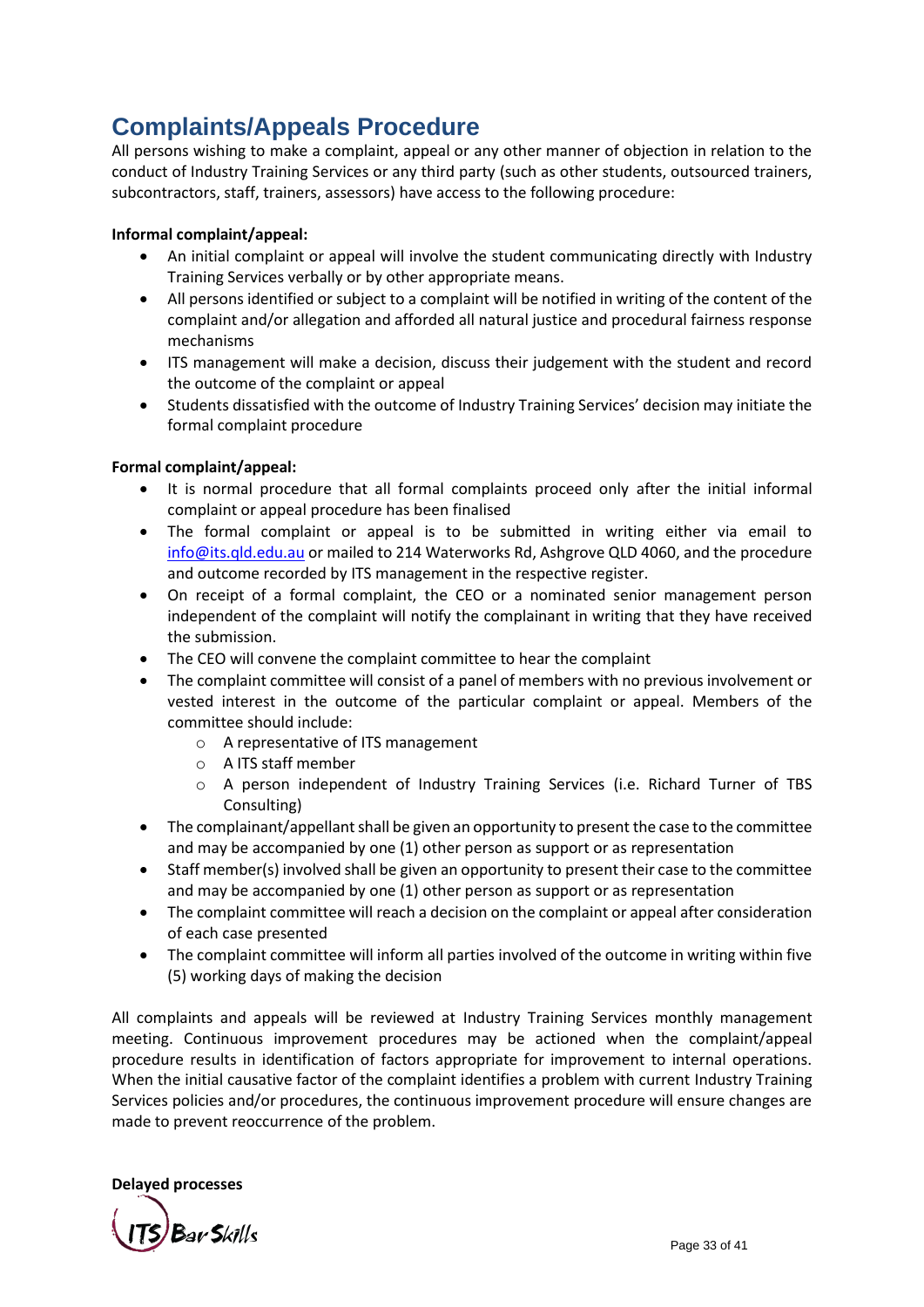# Complaints/Appeals Procedure

All persons wishing to make a complaint, appeal or any other manner of objection in relation to the conduct of Industry Training Services or any third party (such as other students, outsourced trainers, subcontractors, staff, trainers, assessors) have access to the following procedure:

**Informal complaint/appeal:**

- An initial complaint or appeal will involve the student communicating directly with Industry Training Services verbally or by other appropriate means.
- All persons identified or subject to a complaint will be notified in writing of the content of the complaint and/or allegation and afforded all natural justice and procedural fairness response mechanisms
- ITS management will make a decision, discuss their judgement with the student and record the outcome of the complaint or appeal
- Students dissatisfied with the outcome of Industry Training Services' decision may initiate the formal complaint procedure

**Formal complaint/appeal:**

- It is normal procedure that all formal complaints proceed only after the initial informal complaint or appeal procedure has been finalised
- The formal complaint or appeal is to be submitted in writing either via email to info@its.qld.edu.au or mailed to 214 Waterworks Rd, Ashgrove QLD 4060, and the procedure and outcome recorded by ITS management in the respective register.
- On receipt of a formal complaint, the CEO or a nominated senior management person independent of the complaint will notify the complainant in writing that they have received the submission.
- The CEO will convene the complaint committee to hear the complaint
- The complaint committee will consist of a panel of members with no previous involvement or vested interest in the outcome of the particular complaint or appeal. Members of the committee should include:
    - A representative of ITS management
    - A ITS staff member
    - A person independent of Industry Training Services (i.e. Richard Turner of TBS Consulting)
- The complainant/appellant shall be given an opportunity to present the case to the committee and may be accompanied by one (1) other person as support or as representation
- Staff member(s) involved shall be given an opportunity to present their case to the committee and may be accompanied by one (1) other person as support or as representation
- The complaint committee will reach a decision on the complaint or appeal after consideration of each case presented
- The complaint committee will inform all parties involved of the outcome in writing within five (5) working days of making the decision

All complaints and appeals will be reviewed at Industry Training Services monthly management meeting. Continuous improvement procedures may be actioned when the complaint/appeal procedure results in identification of factors appropriate for improvement to internal operations. When the initial causative factor of the complaint identifies a problem with current Industry Training Services policies and/or procedures, the continuous improvement procedure will ensure changes are made to prevent reoccurrence of the problem.

**Delayed processes**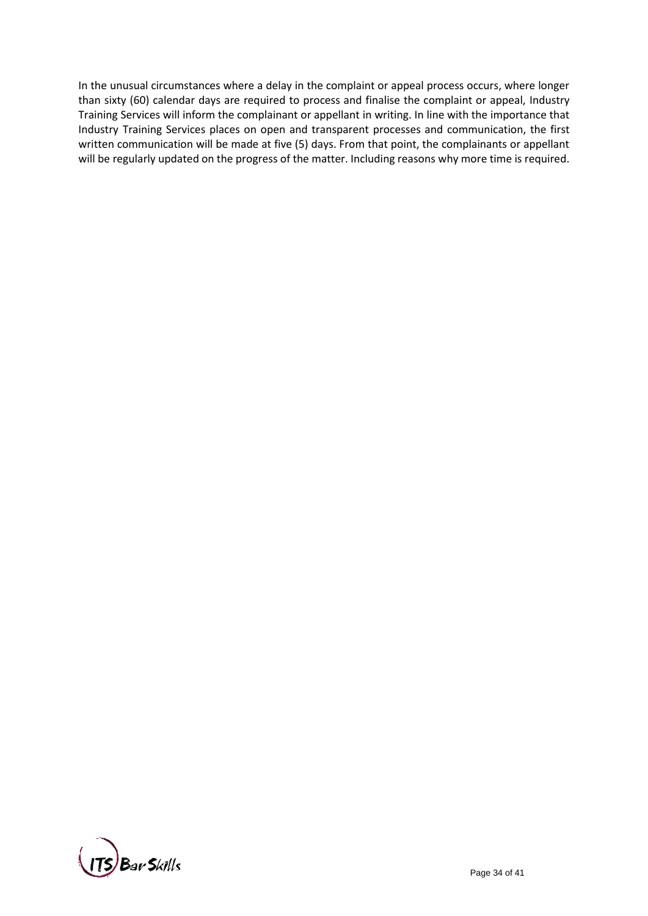In the unusual circumstances where a delay in the complaint or appeal process occurs, where longer than sixty (60) calendar days are required to process and finalise the complaint or appeal, Industry Training Services will inform the complainant or appellant in writing. In line with the importance that Industry Training Services places on open and transparent processes and communication, the first written communication will be made at five (5) days. From that point, the complainants or appellant will be regularly updated on the progress of the matter. Including reasons why more time is required.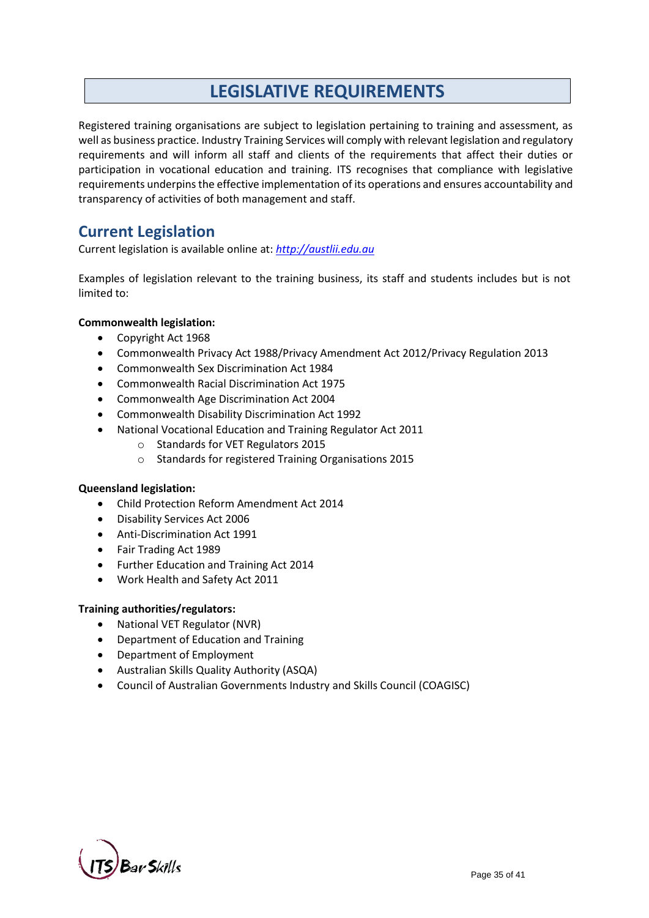# LEGISLATIVE REQUIREMENTS

Registered training organisations are subject to legislation pertaining to training and assessment, as well as business practice. Industry Training Services will comply with relevant legislation and regulatory requirements and will inform all staff and clients of the requirements that affect their duties or participation in vocational education and training. ITS recognises that compliance with legislative requirements underpins the effective implementation of its operations and ensures accountability and transparency of activities of both management and staff.

## Current Legislation

Current legislation is available online at: *http://austlii.edu.au*

Examples of legislation relevant to the training business, its staff and students includes but is not limited to:

**Commonwealth legislation:**

- Copyright Act 1968
- Commonwealth Privacy Act 1988/Privacy Amendment Act 2012/Privacy Regulation 2013
- Commonwealth Sex Discrimination Act 1984
- Commonwealth Racial Discrimination Act 1975
- Commonwealth Age Discrimination Act 2004
- Commonwealth Disability Discrimination Act 1992
- National Vocational Education and Training Regulator Act 2011
  - Standards for VET Regulators 2015
  - Standards for registered Training Organisations 2015

**Queensland legislation:**

- Child Protection Reform Amendment Act 2014
- Disability Services Act 2006
- Anti-Discrimination Act 1991
- Fair Trading Act 1989
- Further Education and Training Act 2014
- Work Health and Safety Act 2011

**Training authorities/regulators:**

- National VET Regulator (NVR)
- Department of Education and Training
- Department of Employment
- Australian Skills Quality Authority (ASQA)
- Council of Australian Governments Industry and Skills Council (COAGISC)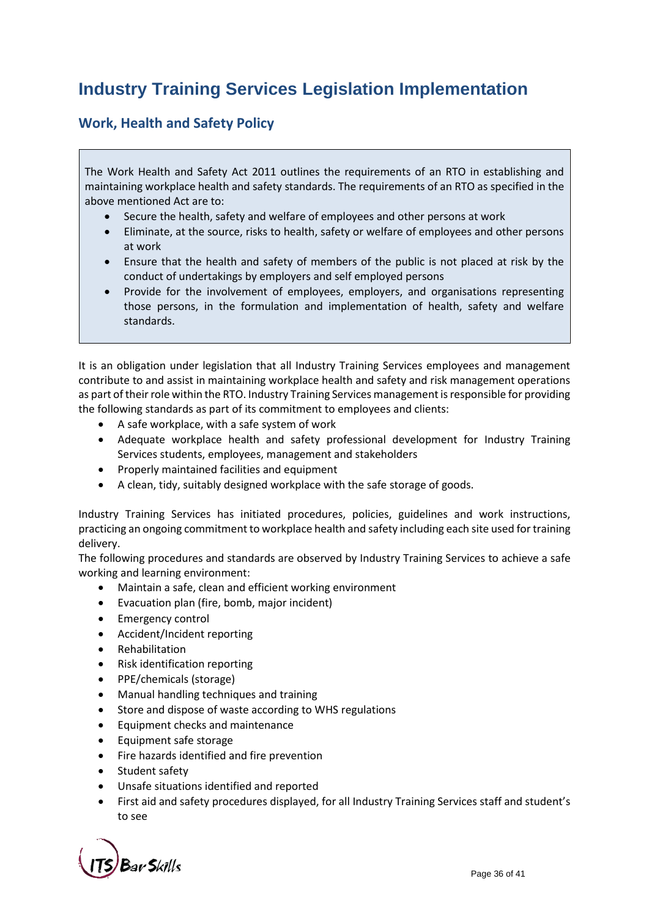# Industry Training Services Legislation Implementation

## Work, Health and Safety Policy

The Work Health and Safety Act 2011 outlines the requirements of an RTO in establishing and maintaining workplace health and safety standards. The requirements of an RTO as specified in the above mentioned Act are to:

- Secure the health, safety and welfare of employees and other persons at work
- Eliminate, at the source, risks to health, safety or welfare of employees and other persons at work
- Ensure that the health and safety of members of the public is not placed at risk by the conduct of undertakings by employers and self employed persons
- Provide for the involvement of employees, employers, and organisations representing those persons, in the formulation and implementation of health, safety and welfare standards.

It is an obligation under legislation that all Industry Training Services employees and management contribute to and assist in maintaining workplace health and safety and risk management operations as part of their role within the RTO. Industry Training Services management is responsible for providing the following standards as part of its commitment to employees and clients:

- A safe workplace, with a safe system of work
- Adequate workplace health and safety professional development for Industry Training Services students, employees, management and stakeholders
- Properly maintained facilities and equipment
- A clean, tidy, suitably designed workplace with the safe storage of goods.

Industry Training Services has initiated procedures, policies, guidelines and work instructions, practicing an ongoing commitment to workplace health and safety including each site used for training delivery.

The following procedures and standards are observed by Industry Training Services to achieve a safe working and learning environment:

- Maintain a safe, clean and efficient working environment
- Evacuation plan (fire, bomb, major incident)
- Emergency control
- Accident/Incident reporting
- Rehabilitation
- Risk identification reporting
- PPE/chemicals (storage)
- Manual handling techniques and training
- Store and dispose of waste according to WHS regulations
- Equipment checks and maintenance
- Equipment safe storage
- Fire hazards identified and fire prevention
- Student safety
- Unsafe situations identified and reported
- First aid and safety procedures displayed, for all Industry Training Services staff and student's to see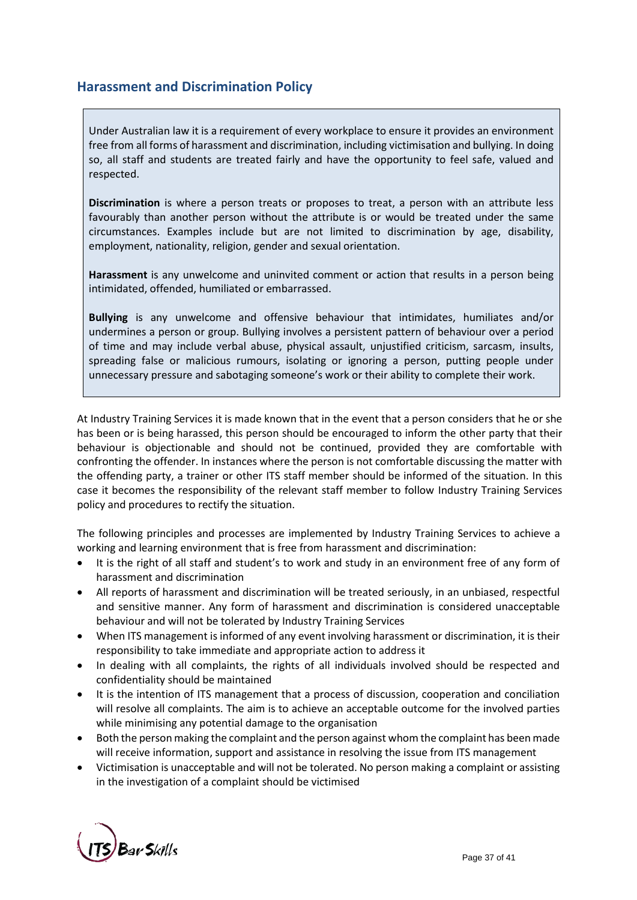## Harassment and Discrimination Policy

Under Australian law it is a requirement of every workplace to ensure it provides an environment free from all forms of harassment and discrimination, including victimisation and bullying. In doing so, all staff and students are treated fairly and have the opportunity to feel safe, valued and respected.

**Discrimination** is where a person treats or proposes to treat, a person with an attribute less favourably than another person without the attribute is or would be treated under the same circumstances. Examples include but are not limited to discrimination by age, disability, employment, nationality, religion, gender and sexual orientation.

**Harassment** is any unwelcome and uninvited comment or action that results in a person being intimidated, offended, humiliated or embarrassed.

**Bullying** is any unwelcome and offensive behaviour that intimidates, humiliates and/or undermines a person or group. Bullying involves a persistent pattern of behaviour over a period of time and may include verbal abuse, physical assault, unjustified criticism, sarcasm, insults, spreading false or malicious rumours, isolating or ignoring a person, putting people under unnecessary pressure and sabotaging someone's work or their ability to complete their work.

At Industry Training Services it is made known that in the event that a person considers that he or she has been or is being harassed, this person should be encouraged to inform the other party that their behaviour is objectionable and should not be continued, provided they are comfortable with confronting the offender. In instances where the person is not comfortable discussing the matter with the offending party, a trainer or other ITS staff member should be informed of the situation. In this case it becomes the responsibility of the relevant staff member to follow Industry Training Services policy and procedures to rectify the situation.

The following principles and processes are implemented by Industry Training Services to achieve a working and learning environment that is free from harassment and discrimination:

- It is the right of all staff and student's to work and study in an environment free of any form of harassment and discrimination
- All reports of harassment and discrimination will be treated seriously, in an unbiased, respectful and sensitive manner. Any form of harassment and discrimination is considered unacceptable behaviour and will not be tolerated by Industry Training Services
- When ITS management is informed of any event involving harassment or discrimination, it is their responsibility to take immediate and appropriate action to address it
- In dealing with all complaints, the rights of all individuals involved should be respected and confidentiality should be maintained
- It is the intention of ITS management that a process of discussion, cooperation and conciliation will resolve all complaints. The aim is to achieve an acceptable outcome for the involved parties while minimising any potential damage to the organisation
- Both the person making the complaint and the person against whom the complaint has been made will receive information, support and assistance in resolving the issue from ITS management
- Victimisation is unacceptable and will not be tolerated. No person making a complaint or assisting in the investigation of a complaint should be victimised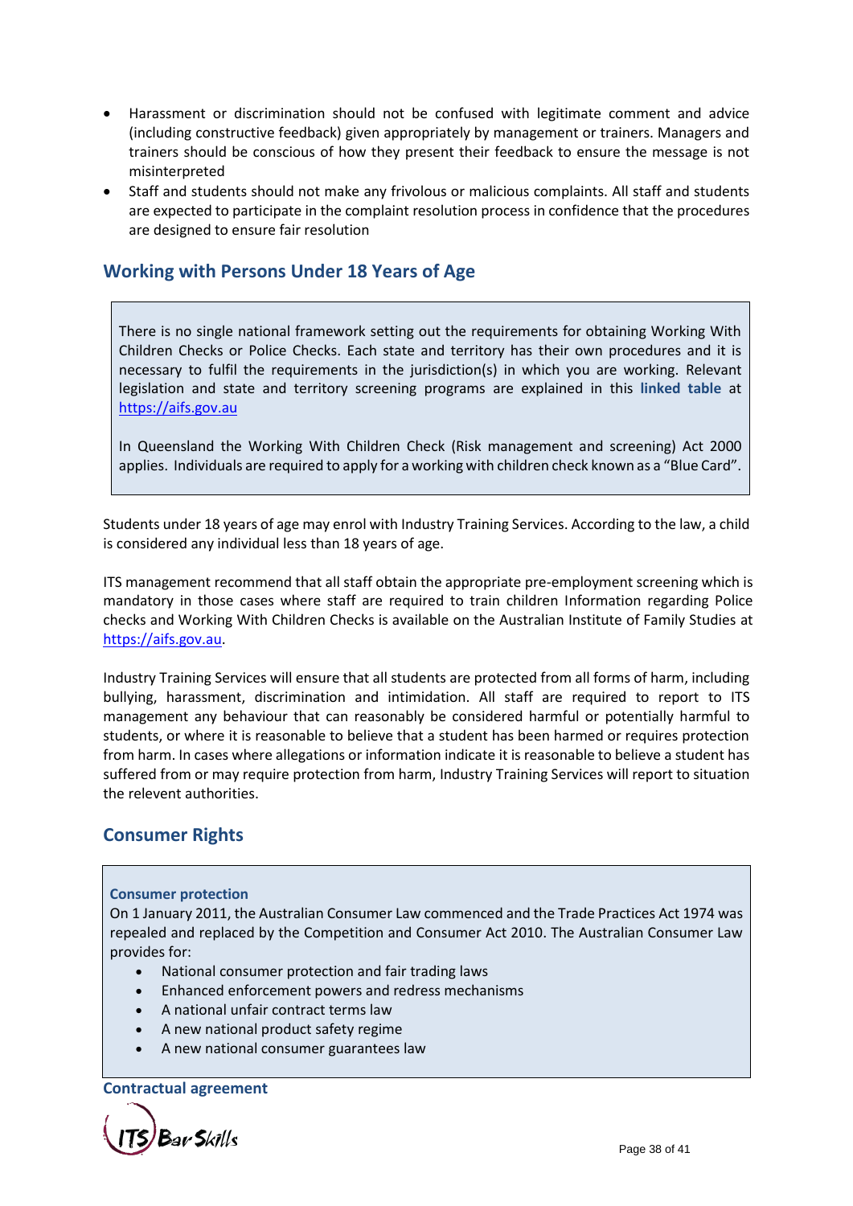- Harassment or discrimination should not be confused with legitimate comment and advice (including constructive feedback) given appropriately by management or trainers. Managers and trainers should be conscious of how they present their feedback to ensure the message is not misinterpreted
- Staff and students should not make any frivolous or malicious complaints. All staff and students are expected to participate in the complaint resolution process in confidence that the procedures are designed to ensure fair resolution

## Working with Persons Under 18 Years of Age

There is no single national framework setting out the requirements for obtaining Working With Children Checks or Police Checks. Each state and territory has their own procedures and it is necessary to fulfil the requirements in the jurisdiction(s) in which you are working. Relevant legislation and state and territory screening programs are explained in this **linked table** at https://aifs.gov.au

In Queensland the Working With Children Check (Risk management and screening) Act 2000 applies. Individuals are required to apply for a working with children check known as a "Blue Card".

Students under 18 years of age may enrol with Industry Training Services. According to the law, a child is considered any individual less than 18 years of age.

ITS management recommend that all staff obtain the appropriate pre-employment screening which is mandatory in those cases where staff are required to train children Information regarding Police checks and Working With Children Checks is available on the Australian Institute of Family Studies at https://aifs.gov.au.

Industry Training Services will ensure that all students are protected from all forms of harm, including bullying, harassment, discrimination and intimidation. All staff are required to report to ITS management any behaviour that can reasonably be considered harmful or potentially harmful to students, or where it is reasonable to believe that a student has been harmed or requires protection from harm. In cases where allegations or information indicate it is reasonable to believe a student has suffered from or may require protection from harm, Industry Training Services will report to situation the relevent authorities.

## Consumer Rights

### Consumer protection

On 1 January 2011, the Australian Consumer Law commenced and the Trade Practices Act 1974 was repealed and replaced by the Competition and Consumer Act 2010. The Australian Consumer Law provides for:

- National consumer protection and fair trading laws
- Enhanced enforcement powers and redress mechanisms
- A national unfair contract terms law
- A new national product safety regime
- A new national consumer guarantees law

### Contractual agreement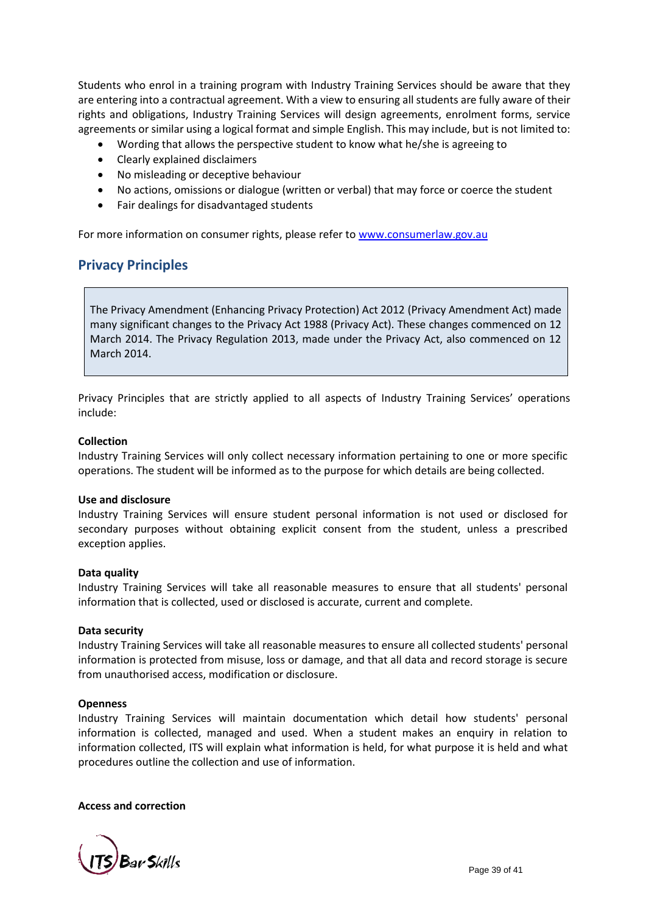Students who enrol in a training program with Industry Training Services should be aware that they are entering into a contractual agreement. With a view to ensuring all students are fully aware of their rights and obligations, Industry Training Services will design agreements, enrolment forms, service agreements or similar using a logical format and simple English. This may include, but is not limited to:

- Wording that allows the perspective student to know what he/she is agreeing to
- Clearly explained disclaimers
- No misleading or deceptive behaviour
- No actions, omissions or dialogue (written or verbal) that may force or coerce the student
- Fair dealings for disadvantaged students

For more information on consumer rights, please refer to [www.consumerlaw.gov.au](http://www.consumerlaw.gov.au)

## Privacy Principles

> The Privacy Amendment (Enhancing Privacy Protection) Act 2012 (Privacy Amendment Act) made many significant changes to the Privacy Act 1988 (Privacy Act). These changes commenced on 12 March 2014. The Privacy Regulation 2013, made under the Privacy Act, also commenced on 12 March 2014.

Privacy Principles that are strictly applied to all aspects of Industry Training Services' operations include:

**Collection**
Industry Training Services will only collect necessary information pertaining to one or more specific operations. The student will be informed as to the purpose for which details are being collected.

**Use and disclosure**
Industry Training Services will ensure student personal information is not used or disclosed for secondary purposes without obtaining explicit consent from the student, unless a prescribed exception applies.

**Data quality**
Industry Training Services will take all reasonable measures to ensure that all students' personal information that is collected, used or disclosed is accurate, current and complete.

**Data security**
Industry Training Services will take all reasonable measures to ensure all collected students' personal information is protected from misuse, loss or damage, and that all data and record storage is secure from unauthorised access, modification or disclosure.

**Openness**
Industry Training Services will maintain documentation which detail how students' personal information is collected, managed and used. When a student makes an enquiry in relation to information collected, ITS will explain what information is held, for what purpose it is held and what procedures outline the collection and use of information.

**Access and correction**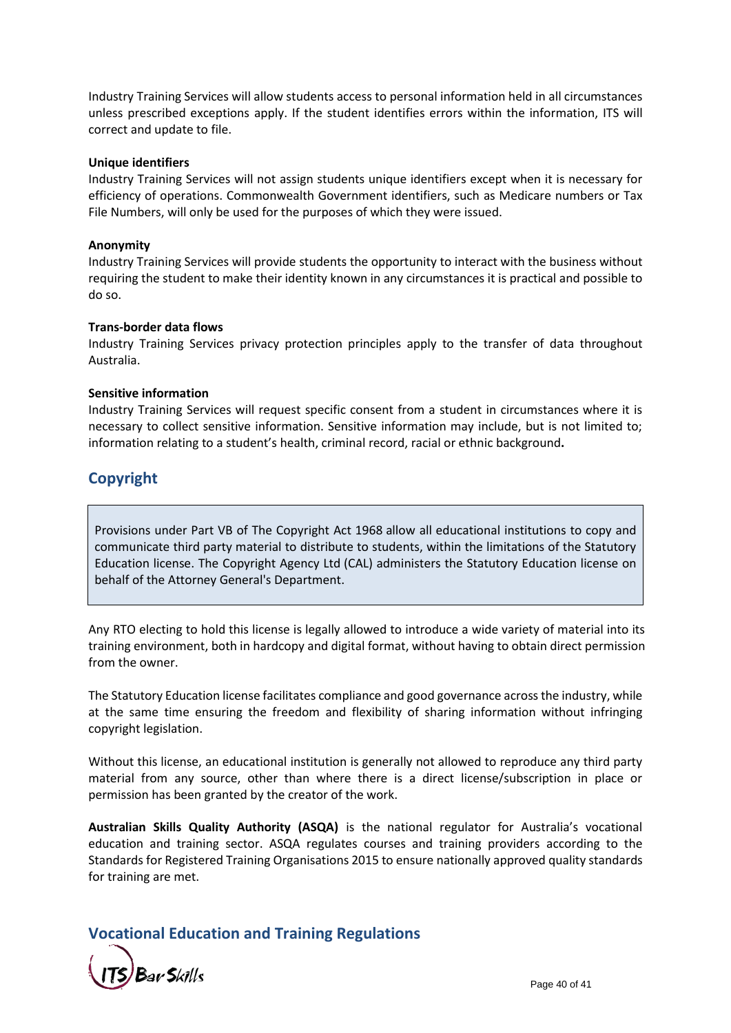Industry Training Services will allow students access to personal information held in all circumstances unless prescribed exceptions apply. If the student identifies errors within the information, ITS will correct and update to file.

**Unique identifiers**
Industry Training Services will not assign students unique identifiers except when it is necessary for efficiency of operations. Commonwealth Government identifiers, such as Medicare numbers or Tax File Numbers, will only be used for the purposes of which they were issued.

**Anonymity**
Industry Training Services will provide students the opportunity to interact with the business without requiring the student to make their identity known in any circumstances it is practical and possible to do so.

**Trans-border data flows**
Industry Training Services privacy protection principles apply to the transfer of data throughout Australia.

**Sensitive information**
Industry Training Services will request specific consent from a student in circumstances where it is necessary to collect sensitive information. Sensitive information may include, but is not limited to; information relating to a student's health, criminal record, racial or ethnic background**.**

## Copyright

Provisions under Part VB of The Copyright Act 1968 allow all educational institutions to copy and communicate third party material to distribute to students, within the limitations of the Statutory Education license. The Copyright Agency Ltd (CAL) administers the Statutory Education license on behalf of the Attorney General's Department.

Any RTO electing to hold this license is legally allowed to introduce a wide variety of material into its training environment, both in hardcopy and digital format, without having to obtain direct permission from the owner.

The Statutory Education license facilitates compliance and good governance across the industry, while at the same time ensuring the freedom and flexibility of sharing information without infringing copyright legislation.

Without this license, an educational institution is generally not allowed to reproduce any third party material from any source, other than where there is a direct license/subscription in place or permission has been granted by the creator of the work.

**Australian Skills Quality Authority (ASQA)** is the national regulator for Australia's vocational education and training sector. ASQA regulates courses and training providers according to the Standards for Registered Training Organisations 2015 to ensure nationally approved quality standards for training are met.

## Vocational Education and Training Regulations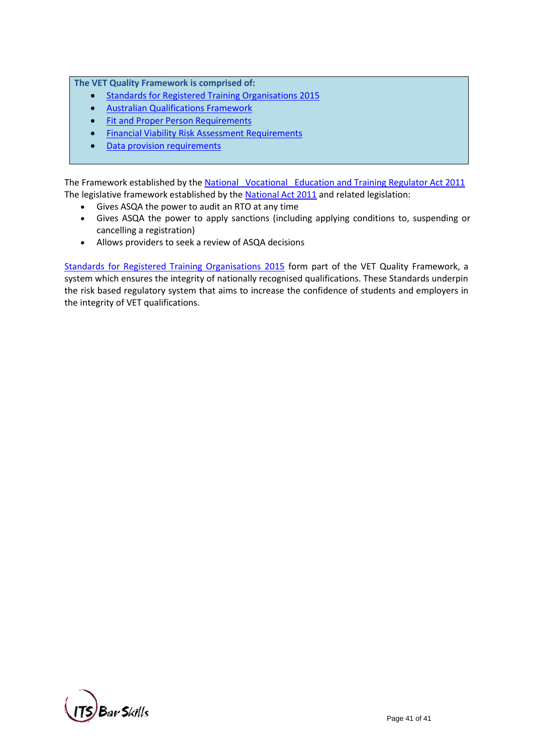**The VET Quality Framework is comprised of:**

- Standards for Registered Training Organisations 2015
- Australian Qualifications Framework
- Fit and Proper Person Requirements
- Financial Viability Risk Assessment Requirements
- Data provision requirements

The Framework established by the National Vocational Education and Training Regulator Act 2011
The legislative framework established by the National Act 2011 and related legislation:

- Gives ASQA the power to audit an RTO at any time
- Gives ASQA the power to apply sanctions (including applying conditions to, suspending or cancelling a registration)
- Allows providers to seek a review of ASQA decisions

Standards for Registered Training Organisations 2015 form part of the VET Quality Framework, a system which ensures the integrity of nationally recognised qualifications. These Standards underpin the risk based regulatory system that aims to increase the confidence of students and employers in the integrity of VET qualifications.